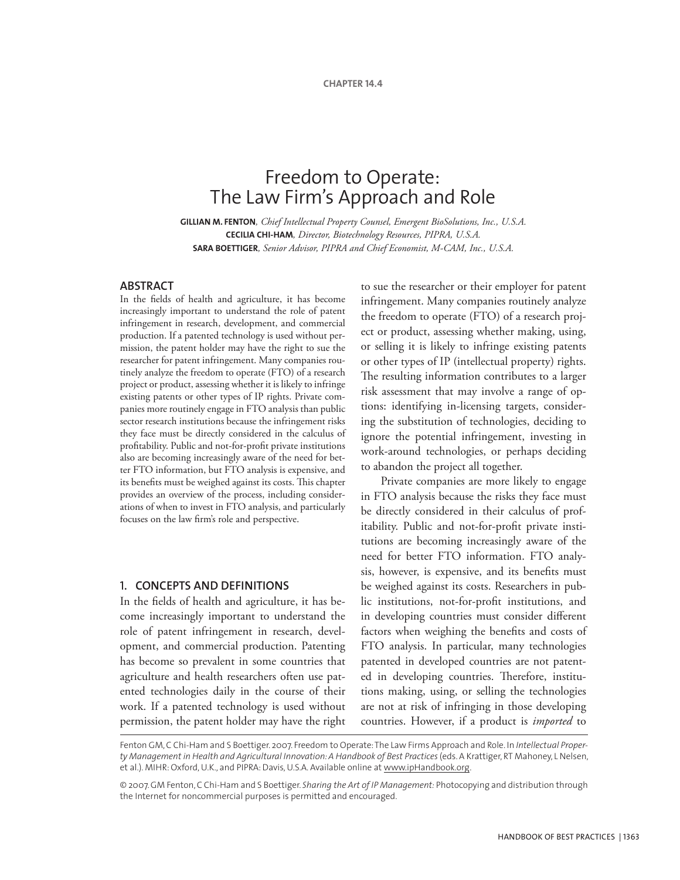CHAPTER 14.4

# Freedom to Operate: The Law Firm's Approach and Role

**GILLIAN M. FENTON**, *Chief Intellectual Property Counsel, Emergent BioSolutions, Inc., U.S.A.*
**CECILIA CHI-HAM**, *Director, Biotechnology Resources, PIPRA, U.S.A.*
**SARA BOETTIGER**, *Senior Advisor, PIPRA and Chief Economist, M-CAM, Inc., U.S.A.*

## ABSTRACT

In the fields of health and agriculture, it has become increasingly important to understand the role of patent infringement in research, development, and commercial production. If a patented technology is used without permission, the patent holder may have the right to sue the researcher for patent infringement. Many companies routinely analyze the freedom to operate (FTO) of a research project or product, assessing whether it is likely to infringe existing patents or other types of IP rights. Private companies more routinely engage in FTO analysis than public sector research institutions because the infringement risks they face must be directly considered in the calculus of profitability. Public and not-for-profit private institutions also are becoming increasingly aware of the need for better FTO information, but FTO analysis is expensive, and its benefits must be weighed against its costs. This chapter provides an overview of the process, including considerations of when to invest in FTO analysis, and particularly focuses on the law firm's role and perspective.

## 1. CONCEPTS AND DEFINITIONS

In the fields of health and agriculture, it has become increasingly important to understand the role of patent infringement in research, development, and commercial production. Patenting has become so prevalent in some countries that agriculture and health researchers often use patented technologies daily in the course of their work. If a patented technology is used without permission, the patent holder may have the right to sue the researcher or their employer for patent infringement. Many companies routinely analyze the freedom to operate (FTO) of a research project or product, assessing whether making, using, or selling it is likely to infringe existing patents or other types of IP (intellectual property) rights. The resulting information contributes to a larger risk assessment that may involve a range of options: identifying in-licensing targets, considering the substitution of technologies, deciding to ignore the potential infringement, investing in work-around technologies, or perhaps deciding to abandon the project all together.

Private companies are more likely to engage in FTO analysis because the risks they face must be directly considered in their calculus of profitability. Public and not-for-profit private institutions are becoming increasingly aware of the need for better FTO information. FTO analysis, however, is expensive, and its benefits must be weighed against its costs. Researchers in public institutions, not-for-profit institutions, and in developing countries must consider different factors when weighing the benefits and costs of FTO analysis. In particular, many technologies patented in developed countries are not patented in developing countries. Therefore, institutions making, using, or selling the technologies are not at risk of infringing in those developing countries. However, if a product is *imported* to

Fenton GM, C Chi-Ham and S Boettiger. 2007. Freedom to Operate: The Law Firms Approach and Role. In *Intellectual Property Management in Health and Agricultural Innovation: A Handbook of Best Practices* (eds. A Krattiger, RT Mahoney, L Nelsen, et al.). MIHR: Oxford, U.K., and PIPRA: Davis, U.S.A. Available online at www.ipHandbook.org.

© 2007. GM Fenton, C Chi-Ham and S Boettiger. *Sharing the Art of IP Management:* Photocopying and distribution through the Internet for noncommercial purposes is permitted and encouraged.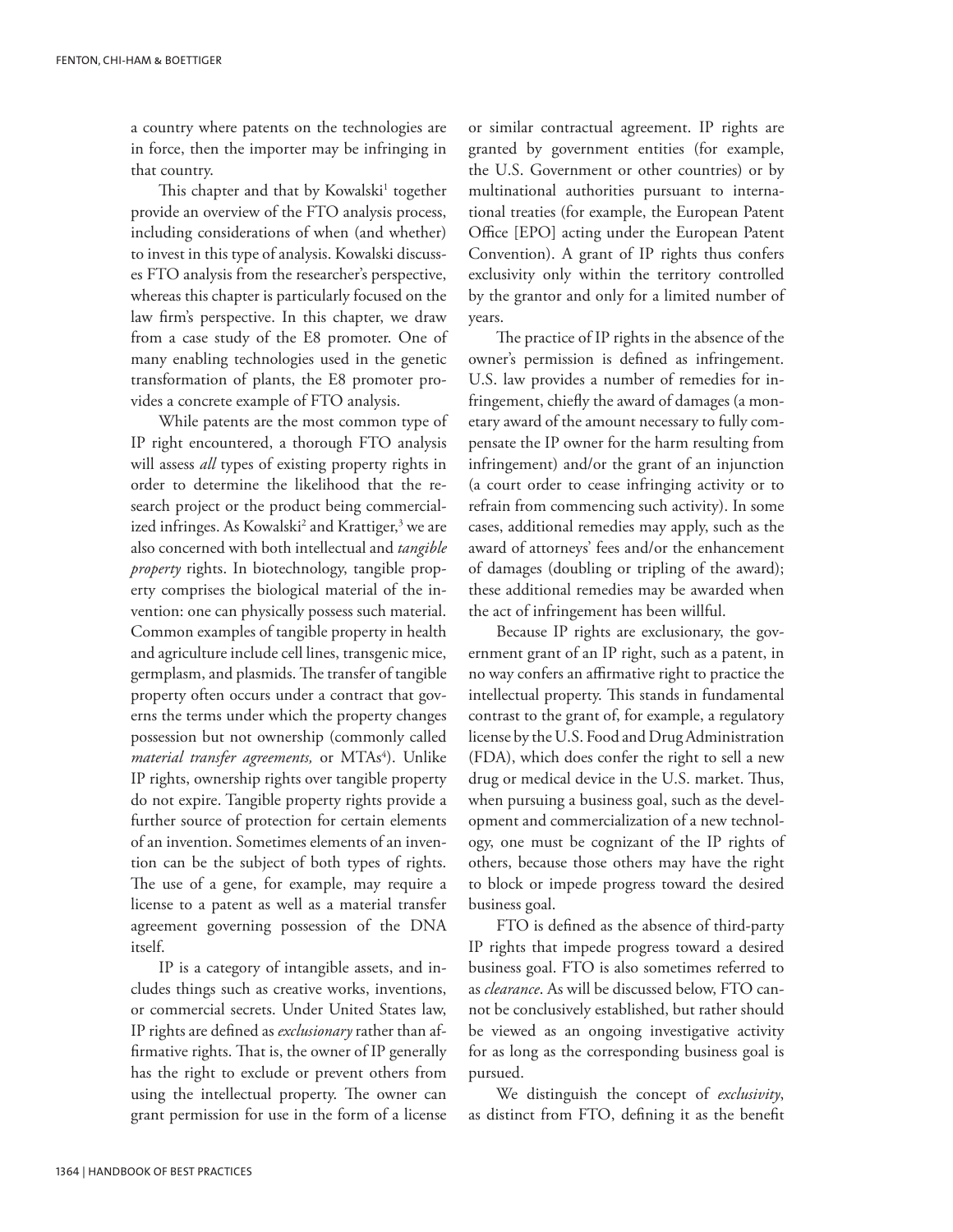a country where patents on the technologies are in force, then the importer may be infringing in that country.

This chapter and that by Kowalski[1] together provide an overview of the FTO analysis process, including considerations of when (and whether) to invest in this type of analysis. Kowalski discusses FTO analysis from the researcher's perspective, whereas this chapter is particularly focused on the law firm's perspective. In this chapter, we draw from a case study of the E8 promoter. One of many enabling technologies used in the genetic transformation of plants, the E8 promoter provides a concrete example of FTO analysis.

While patents are the most common type of IP right encountered, a thorough FTO analysis will assess *all* types of existing property rights in order to determine the likelihood that the research project or the product being commercialized infringes. As Kowalski[2] and Krattiger,[3] we are also concerned with both intellectual and *tangible property* rights. In biotechnology, tangible property comprises the biological material of the invention: one can physically possess such material. Common examples of tangible property in health and agriculture include cell lines, transgenic mice, germplasm, and plasmids. The transfer of tangible property often occurs under a contract that governs the terms under which the property changes possession but not ownership (commonly called *material transfer agreements,* or MTAs[4]). Unlike IP rights, ownership rights over tangible property do not expire. Tangible property rights provide a further source of protection for certain elements of an invention. Sometimes elements of an invention can be the subject of both types of rights. The use of a gene, for example, may require a license to a patent as well as a material transfer agreement governing possession of the DNA itself.

IP is a category of intangible assets, and includes things such as creative works, inventions, or commercial secrets. Under United States law, IP rights are defined as *exclusionary* rather than affirmative rights. That is, the owner of IP generally has the right to exclude or prevent others from using the intellectual property. The owner can grant permission for use in the form of a license or similar contractual agreement. IP rights are granted by government entities (for example, the U.S. Government or other countries) or by multinational authorities pursuant to international treaties (for example, the European Patent Office [EPO] acting under the European Patent Convention). A grant of IP rights thus confers exclusivity only within the territory controlled by the grantor and only for a limited number of years.

The practice of IP rights in the absence of the owner's permission is defined as infringement. U.S. law provides a number of remedies for infringement, chiefly the award of damages (a monetary award of the amount necessary to fully compensate the IP owner for the harm resulting from infringement) and/or the grant of an injunction (a court order to cease infringing activity or to refrain from commencing such activity). In some cases, additional remedies may apply, such as the award of attorneys' fees and/or the enhancement of damages (doubling or tripling of the award); these additional remedies may be awarded when the act of infringement has been willful.

Because IP rights are exclusionary, the government grant of an IP right, such as a patent, in no way confers an affirmative right to practice the intellectual property. This stands in fundamental contrast to the grant of, for example, a regulatory license by the U.S. Food and Drug Administration (FDA), which does confer the right to sell a new drug or medical device in the U.S. market. Thus, when pursuing a business goal, such as the development and commercialization of a new technology, one must be cognizant of the IP rights of others, because those others may have the right to block or impede progress toward the desired business goal.

FTO is defined as the absence of third-party IP rights that impede progress toward a desired business goal. FTO is also sometimes referred to as *clearance*. As will be discussed below, FTO cannot be conclusively established, but rather should be viewed as an ongoing investigative activity for as long as the corresponding business goal is pursued.

We distinguish the concept of *exclusivity*, as distinct from FTO, defining it as the benefit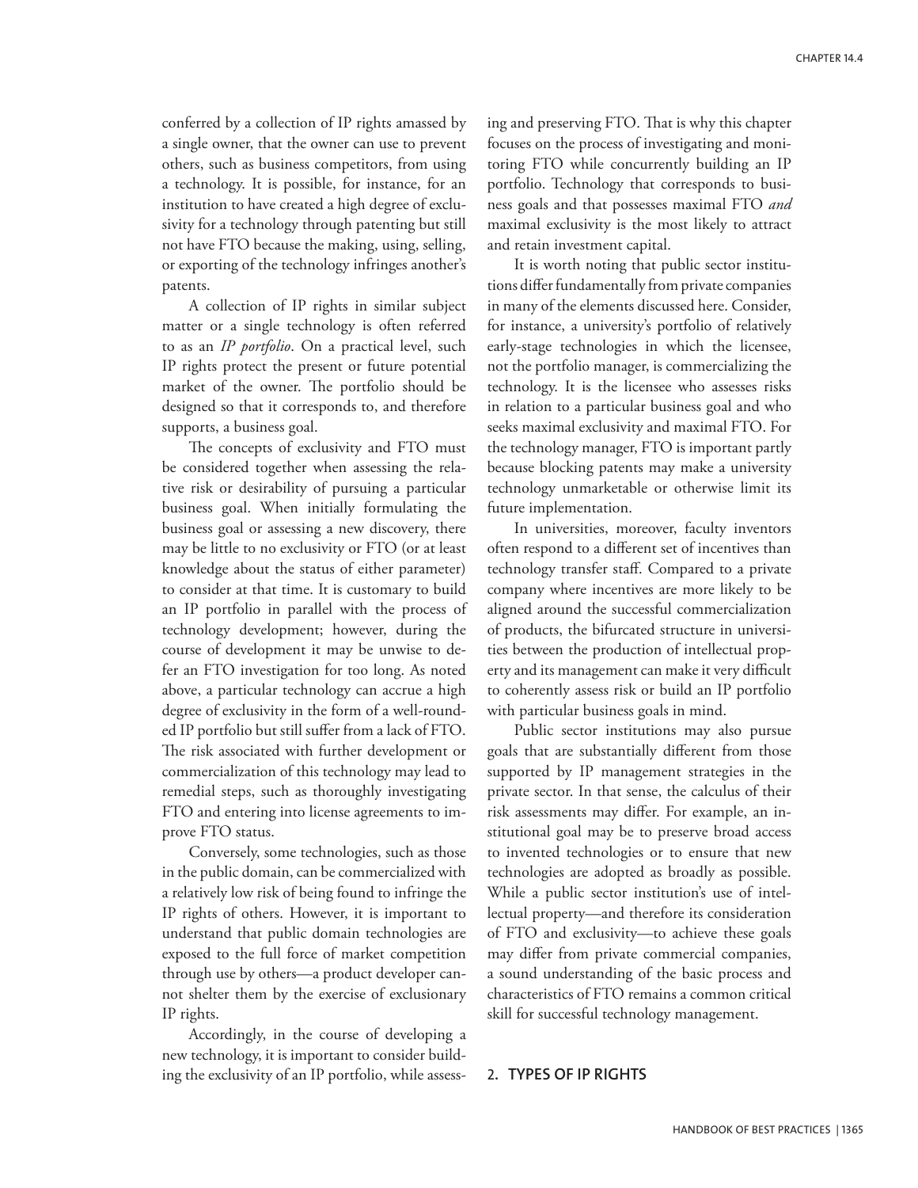conferred by a collection of IP rights amassed by a single owner, that the owner can use to prevent others, such as business competitors, from using a technology. It is possible, for instance, for an institution to have created a high degree of exclusivity for a technology through patenting but still not have FTO because the making, using, selling, or exporting of the technology infringes another's patents.

A collection of IP rights in similar subject matter or a single technology is often referred to as an *IP portfolio*. On a practical level, such IP rights protect the present or future potential market of the owner. The portfolio should be designed so that it corresponds to, and therefore supports, a business goal.

The concepts of exclusivity and FTO must be considered together when assessing the relative risk or desirability of pursuing a particular business goal. When initially formulating the business goal or assessing a new discovery, there may be little to no exclusivity or FTO (or at least knowledge about the status of either parameter) to consider at that time. It is customary to build an IP portfolio in parallel with the process of technology development; however, during the course of development it may be unwise to defer an FTO investigation for too long. As noted above, a particular technology can accrue a high degree of exclusivity in the form of a well-rounded IP portfolio but still suffer from a lack of FTO. The risk associated with further development or commercialization of this technology may lead to remedial steps, such as thoroughly investigating FTO and entering into license agreements to improve FTO status.

Conversely, some technologies, such as those in the public domain, can be commercialized with a relatively low risk of being found to infringe the IP rights of others. However, it is important to understand that public domain technologies are exposed to the full force of market competition through use by others—a product developer cannot shelter them by the exercise of exclusionary IP rights.

Accordingly, in the course of developing a new technology, it is important to consider building the exclusivity of an IP portfolio, while assessing and preserving FTO. That is why this chapter focuses on the process of investigating and monitoring FTO while concurrently building an IP portfolio. Technology that corresponds to business goals and that possesses maximal FTO *and* maximal exclusivity is the most likely to attract and retain investment capital.

It is worth noting that public sector institutions differ fundamentally from private companies in many of the elements discussed here. Consider, for instance, a university's portfolio of relatively early-stage technologies in which the licensee, not the portfolio manager, is commercializing the technology. It is the licensee who assesses risks in relation to a particular business goal and who seeks maximal exclusivity and maximal FTO. For the technology manager, FTO is important partly because blocking patents may make a university technology unmarketable or otherwise limit its future implementation.

In universities, moreover, faculty inventors often respond to a different set of incentives than technology transfer staff. Compared to a private company where incentives are more likely to be aligned around the successful commercialization of products, the bifurcated structure in universities between the production of intellectual property and its management can make it very difficult to coherently assess risk or build an IP portfolio with particular business goals in mind.

Public sector institutions may also pursue goals that are substantially different from those supported by IP management strategies in the private sector. In that sense, the calculus of their risk assessments may differ. For example, an institutional goal may be to preserve broad access to invented technologies or to ensure that new technologies are adopted as broadly as possible. While a public sector institution's use of intellectual property—and therefore its consideration of FTO and exclusivity—to achieve these goals may differ from private commercial companies, a sound understanding of the basic process and characteristics of FTO remains a common critical skill for successful technology management.

## 2. TYPES OF IP RIGHTS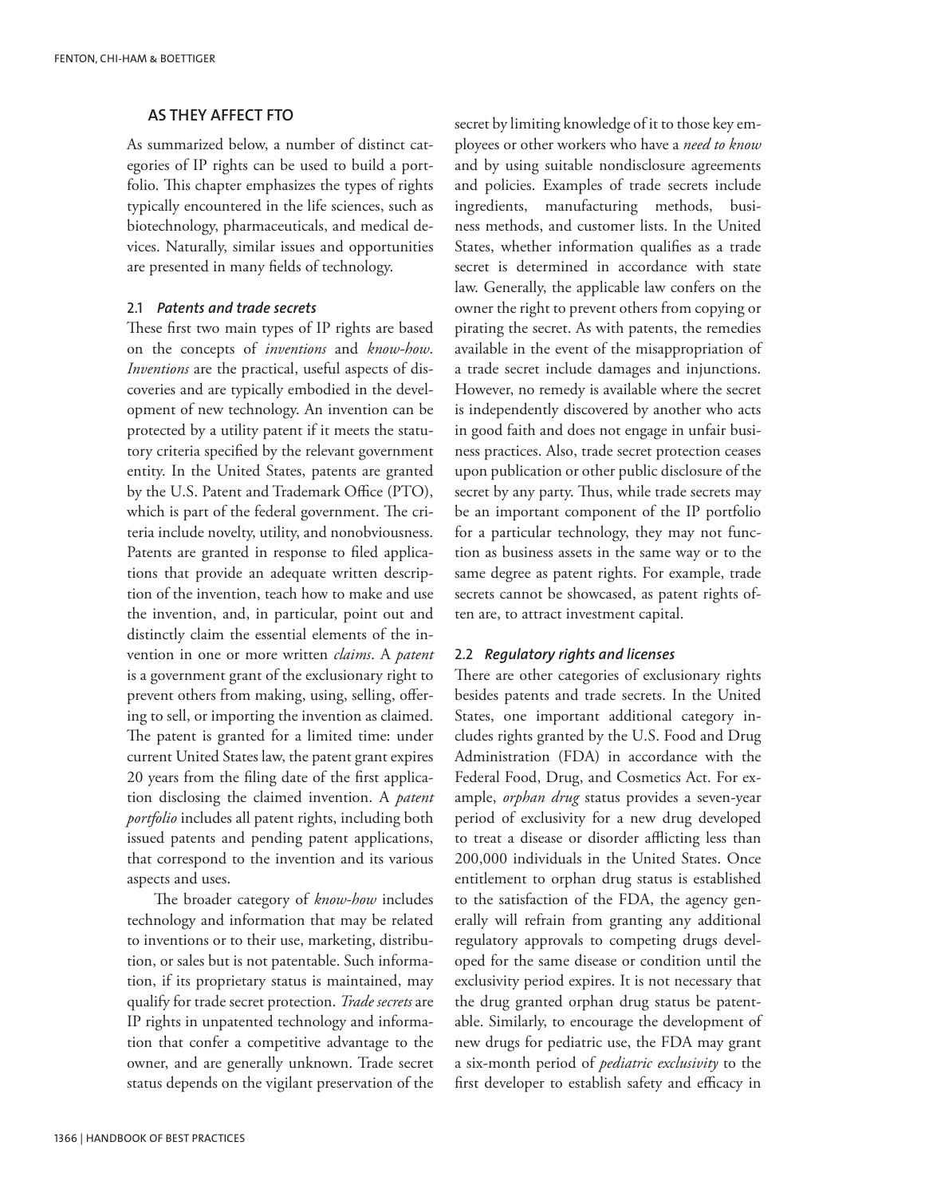## AS THEY AFFECT FTO

As summarized below, a number of distinct categories of IP rights can be used to build a portfolio. This chapter emphasizes the types of rights typically encountered in the life sciences, such as biotechnology, pharmaceuticals, and medical devices. Naturally, similar issues and opportunities are presented in many fields of technology.

### 2.1 *Patents and trade secrets*

These first two main types of IP rights are based on the concepts of *inventions* and *know-how*. *Inventions* are the practical, useful aspects of discoveries and are typically embodied in the development of new technology. An invention can be protected by a utility patent if it meets the statutory criteria specified by the relevant government entity. In the United States, patents are granted by the U.S. Patent and Trademark Office (PTO), which is part of the federal government. The criteria include novelty, utility, and nonobviousness. Patents are granted in response to filed applications that provide an adequate written description of the invention, teach how to make and use the invention, and, in particular, point out and distinctly claim the essential elements of the invention in one or more written *claims*. A *patent* is a government grant of the exclusionary right to prevent others from making, using, selling, offering to sell, or importing the invention as claimed. The patent is granted for a limited time: under current United States law, the patent grant expires 20 years from the filing date of the first application disclosing the claimed invention. A *patent portfolio* includes all patent rights, including both issued patents and pending patent applications, that correspond to the invention and its various aspects and uses.

The broader category of *know-how* includes technology and information that may be related to inventions or to their use, marketing, distribution, or sales but is not patentable. Such information, if its proprietary status is maintained, may qualify for trade secret protection. *Trade secrets* are IP rights in unpatented technology and information that confer a competitive advantage to the owner, and are generally unknown. Trade secret status depends on the vigilant preservation of the secret by limiting knowledge of it to those key employees or other workers who have a *need to know* and by using suitable nondisclosure agreements and policies. Examples of trade secrets include ingredients, manufacturing methods, business methods, and customer lists. In the United States, whether information qualifies as a trade secret is determined in accordance with state law. Generally, the applicable law confers on the owner the right to prevent others from copying or pirating the secret. As with patents, the remedies available in the event of the misappropriation of a trade secret include damages and injunctions. However, no remedy is available where the secret is independently discovered by another who acts in good faith and does not engage in unfair business practices. Also, trade secret protection ceases upon publication or other public disclosure of the secret by any party. Thus, while trade secrets may be an important component of the IP portfolio for a particular technology, they may not function as business assets in the same way or to the same degree as patent rights. For example, trade secrets cannot be showcased, as patent rights often are, to attract investment capital.

### 2.2 *Regulatory rights and licenses*

There are other categories of exclusionary rights besides patents and trade secrets. In the United States, one important additional category includes rights granted by the U.S. Food and Drug Administration (FDA) in accordance with the Federal Food, Drug, and Cosmetics Act. For example, *orphan drug* status provides a seven-year period of exclusivity for a new drug developed to treat a disease or disorder afflicting less than 200,000 individuals in the United States. Once entitlement to orphan drug status is established to the satisfaction of the FDA, the agency generally will refrain from granting any additional regulatory approvals to competing drugs developed for the same disease or condition until the exclusivity period expires. It is not necessary that the drug granted orphan drug status be patentable. Similarly, to encourage the development of new drugs for pediatric use, the FDA may grant a six-month period of *pediatric exclusivity* to the first developer to establish safety and efficacy in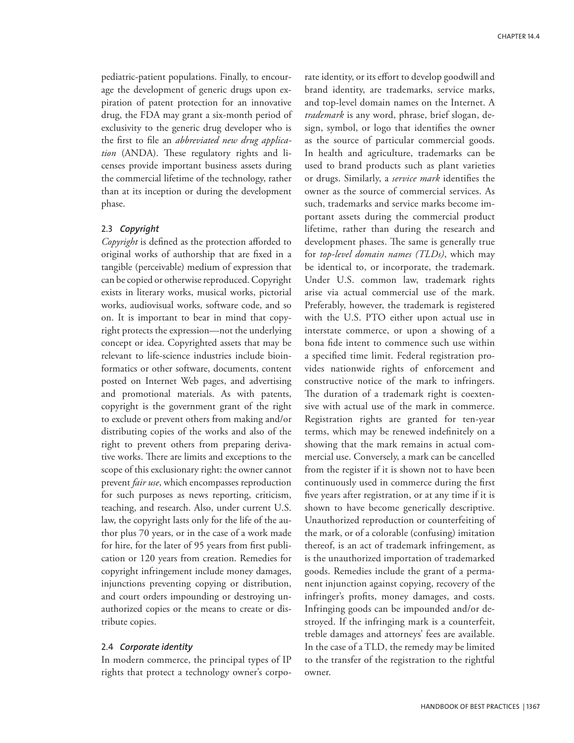pediatric-patient populations. Finally, to encourage the development of generic drugs upon expiration of patent protection for an innovative drug, the FDA may grant a six-month period of exclusivity to the generic drug developer who is the first to file an *abbreviated new drug application* (ANDA). These regulatory rights and licenses provide important business assets during the commercial lifetime of the technology, rather than at its inception or during the development phase.

### 2.3 *Copyright*

*Copyright* is defined as the protection afforded to original works of authorship that are fixed in a tangible (perceivable) medium of expression that can be copied or otherwise reproduced. Copyright exists in literary works, musical works, pictorial works, audiovisual works, software code, and so on. It is important to bear in mind that copyright protects the expression—not the underlying concept or idea. Copyrighted assets that may be relevant to life-science industries include bioinformatics or other software, documents, content posted on Internet Web pages, and advertising and promotional materials. As with patents, copyright is the government grant of the right to exclude or prevent others from making and/or distributing copies of the works and also of the right to prevent others from preparing derivative works. There are limits and exceptions to the scope of this exclusionary right: the owner cannot prevent *fair use*, which encompasses reproduction for such purposes as news reporting, criticism, teaching, and research. Also, under current U.S. law, the copyright lasts only for the life of the author plus 70 years, or in the case of a work made for hire, for the later of 95 years from first publication or 120 years from creation. Remedies for copyright infringement include money damages, injunctions preventing copying or distribution, and court orders impounding or destroying unauthorized copies or the means to create or distribute copies.

### 2.4 *Corporate identity*

In modern commerce, the principal types of IP rights that protect a technology owner's corporate identity, or its effort to develop goodwill and brand identity, are trademarks, service marks, and top-level domain names on the Internet. A *trademark* is any word, phrase, brief slogan, design, symbol, or logo that identifies the owner as the source of particular commercial goods. In health and agriculture, trademarks can be used to brand products such as plant varieties or drugs. Similarly, a *service mark* identifies the owner as the source of commercial services. As such, trademarks and service marks become important assets during the commercial product lifetime, rather than during the research and development phases. The same is generally true for *top-level domain names (TLDs)*, which may be identical to, or incorporate, the trademark. Under U.S. common law, trademark rights arise via actual commercial use of the mark. Preferably, however, the trademark is registered with the U.S. PTO either upon actual use in interstate commerce, or upon a showing of a bona fide intent to commence such use within a specified time limit. Federal registration provides nationwide rights of enforcement and constructive notice of the mark to infringers. The duration of a trademark right is coextensive with actual use of the mark in commerce. Registration rights are granted for ten-year terms, which may be renewed indefinitely on a showing that the mark remains in actual commercial use. Conversely, a mark can be cancelled from the register if it is shown not to have been continuously used in commerce during the first five years after registration, or at any time if it is shown to have become generically descriptive. Unauthorized reproduction or counterfeiting of the mark, or of a colorable (confusing) imitation thereof, is an act of trademark infringement, as is the unauthorized importation of trademarked goods. Remedies include the grant of a permanent injunction against copying, recovery of the infringer's profits, money damages, and costs. Infringing goods can be impounded and/or destroyed. If the infringing mark is a counterfeit, treble damages and attorneys' fees are available. In the case of a TLD, the remedy may be limited to the transfer of the registration to the rightful owner.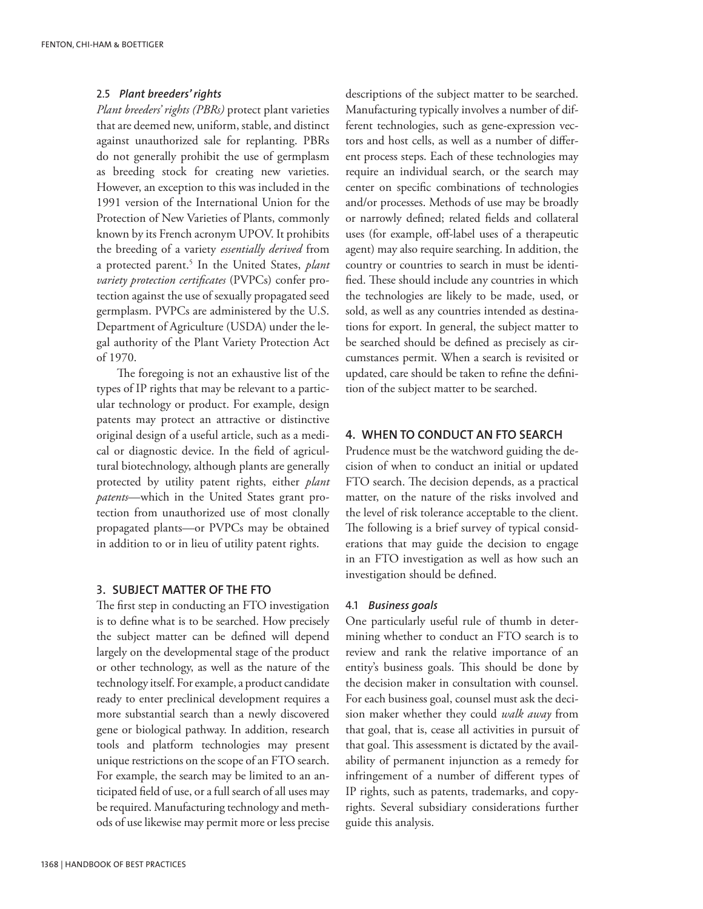### 2.5 *Plant breeders' rights*

*Plant breeders' rights (PBRs)* protect plant varieties that are deemed new, uniform, stable, and distinct against unauthorized sale for replanting. PBRs do not generally prohibit the use of germplasm as breeding stock for creating new varieties. However, an exception to this was included in the 1991 version of the International Union for the Protection of New Varieties of Plants, commonly known by its French acronym UPOV. It prohibits the breeding of a variety *essentially derived* from a protected parent.[5] In the United States, *plant variety protection certificates* (PVPCs) confer protection against the use of sexually propagated seed germplasm. PVPCs are administered by the U.S. Department of Agriculture (USDA) under the legal authority of the Plant Variety Protection Act of 1970.

The foregoing is not an exhaustive list of the types of IP rights that may be relevant to a particular technology or product. For example, design patents may protect an attractive or distinctive original design of a useful article, such as a medical or diagnostic device. In the field of agricultural biotechnology, although plants are generally protected by utility patent rights, either *plant patents*—which in the United States grant protection from unauthorized use of most clonally propagated plants—or PVPCs may be obtained in addition to or in lieu of utility patent rights.

## 3. SUBJECT MATTER OF THE FTO

The first step in conducting an FTO investigation is to define what is to be searched. How precisely the subject matter can be defined will depend largely on the developmental stage of the product or other technology, as well as the nature of the technology itself. For example, a product candidate ready to enter preclinical development requires a more substantial search than a newly discovered gene or biological pathway. In addition, research tools and platform technologies may present unique restrictions on the scope of an FTO search. For example, the search may be limited to an anticipated field of use, or a full search of all uses may be required. Manufacturing technology and methods of use likewise may permit more or less precise descriptions of the subject matter to be searched. Manufacturing typically involves a number of different technologies, such as gene-expression vectors and host cells, as well as a number of different process steps. Each of these technologies may require an individual search, or the search may center on specific combinations of technologies and/or processes. Methods of use may be broadly or narrowly defined; related fields and collateral uses (for example, off-label uses of a therapeutic agent) may also require searching. In addition, the country or countries to search in must be identified. These should include any countries in which the technologies are likely to be made, used, or sold, as well as any countries intended as destinations for export. In general, the subject matter to be searched should be defined as precisely as circumstances permit. When a search is revisited or updated, care should be taken to refine the definition of the subject matter to be searched.

## 4. WHEN TO CONDUCT AN FTO SEARCH

Prudence must be the watchword guiding the decision of when to conduct an initial or updated FTO search. The decision depends, as a practical matter, on the nature of the risks involved and the level of risk tolerance acceptable to the client. The following is a brief survey of typical considerations that may guide the decision to engage in an FTO investigation as well as how such an investigation should be defined.

### 4.1 *Business goals*

One particularly useful rule of thumb in determining whether to conduct an FTO search is to review and rank the relative importance of an entity's business goals. This should be done by the decision maker in consultation with counsel. For each business goal, counsel must ask the decision maker whether they could *walk away* from that goal, that is, cease all activities in pursuit of that goal. This assessment is dictated by the availability of permanent injunction as a remedy for infringement of a number of different types of IP rights, such as patents, trademarks, and copyrights. Several subsidiary considerations further guide this analysis.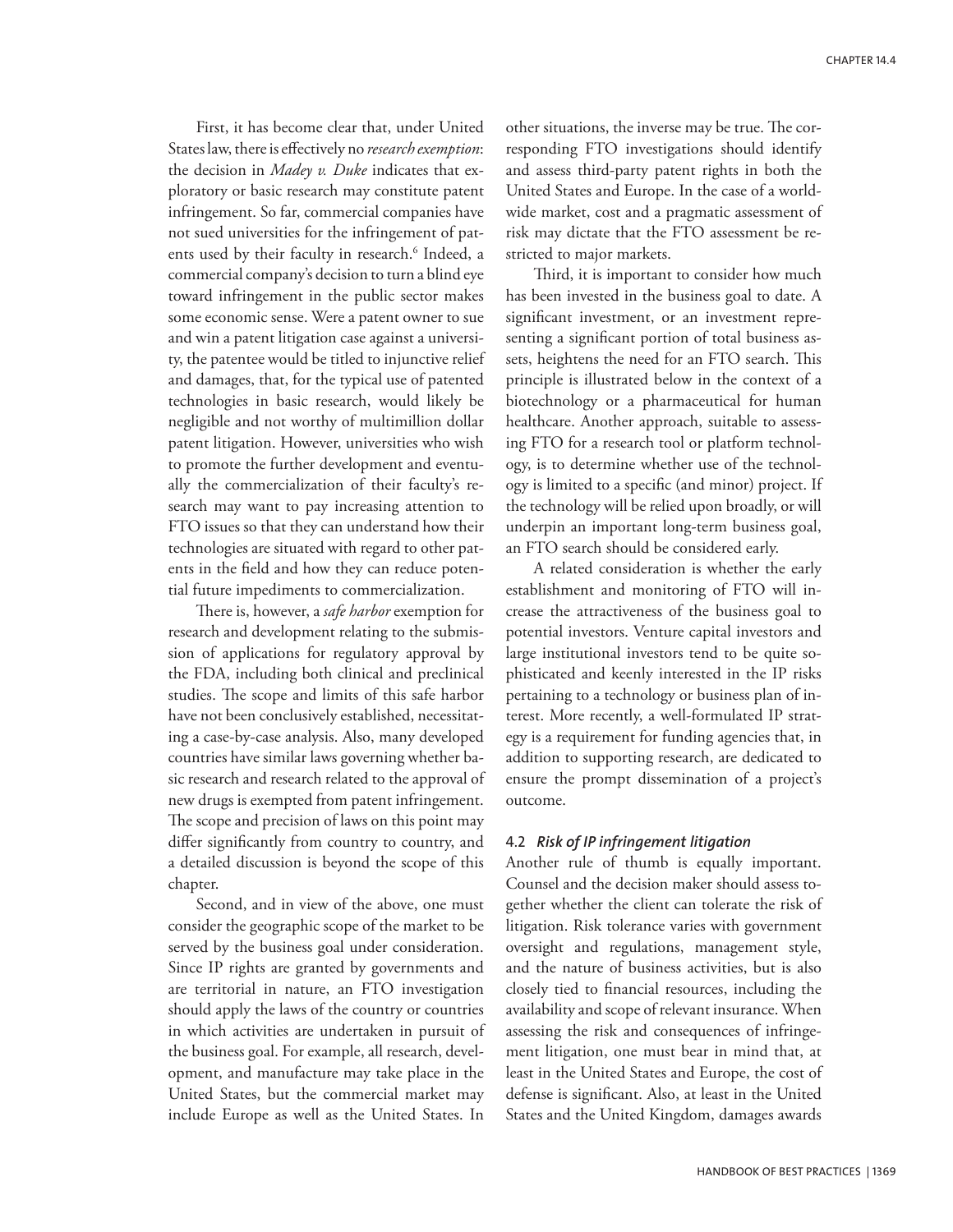First, it has become clear that, under United States law, there is effectively no *research exemption*: the decision in *Madey v. Duke* indicates that exploratory or basic research may constitute patent infringement. So far, commercial companies have not sued universities for the infringement of patents used by their faculty in research.[6] Indeed, a commercial company's decision to turn a blind eye toward infringement in the public sector makes some economic sense. Were a patent owner to sue and win a patent litigation case against a university, the patentee would be titled to injunctive relief and damages, that, for the typical use of patented technologies in basic research, would likely be negligible and not worthy of multimillion dollar patent litigation. However, universities who wish to promote the further development and eventually the commercialization of their faculty's research may want to pay increasing attention to FTO issues so that they can understand how their technologies are situated with regard to other patents in the field and how they can reduce potential future impediments to commercialization.

There is, however, a *safe harbor* exemption for research and development relating to the submission of applications for regulatory approval by the FDA, including both clinical and preclinical studies. The scope and limits of this safe harbor have not been conclusively established, necessitating a case-by-case analysis. Also, many developed countries have similar laws governing whether basic research and research related to the approval of new drugs is exempted from patent infringement. The scope and precision of laws on this point may differ significantly from country to country, and a detailed discussion is beyond the scope of this chapter.

Second, and in view of the above, one must consider the geographic scope of the market to be served by the business goal under consideration. Since IP rights are granted by governments and are territorial in nature, an FTO investigation should apply the laws of the country or countries in which activities are undertaken in pursuit of the business goal. For example, all research, development, and manufacture may take place in the United States, but the commercial market may include Europe as well as the United States. In other situations, the inverse may be true. The corresponding FTO investigations should identify and assess third-party patent rights in both the United States and Europe. In the case of a worldwide market, cost and a pragmatic assessment of risk may dictate that the FTO assessment be restricted to major markets.

Third, it is important to consider how much has been invested in the business goal to date. A significant investment, or an investment representing a significant portion of total business assets, heightens the need for an FTO search. This principle is illustrated below in the context of a biotechnology or a pharmaceutical for human healthcare. Another approach, suitable to assessing FTO for a research tool or platform technology, is to determine whether use of the technology is limited to a specific (and minor) project. If the technology will be relied upon broadly, or will underpin an important long-term business goal, an FTO search should be considered early.

A related consideration is whether the early establishment and monitoring of FTO will increase the attractiveness of the business goal to potential investors. Venture capital investors and large institutional investors tend to be quite sophisticated and keenly interested in the IP risks pertaining to a technology or business plan of interest. More recently, a well-formulated IP strategy is a requirement for funding agencies that, in addition to supporting research, are dedicated to ensure the prompt dissemination of a project's outcome.

### 4.2 *Risk of IP infringement litigation*

Another rule of thumb is equally important. Counsel and the decision maker should assess together whether the client can tolerate the risk of litigation. Risk tolerance varies with government oversight and regulations, management style, and the nature of business activities, but is also closely tied to financial resources, including the availability and scope of relevant insurance. When assessing the risk and consequences of infringement litigation, one must bear in mind that, at least in the United States and Europe, the cost of defense is significant. Also, at least in the United States and the United Kingdom, damages awards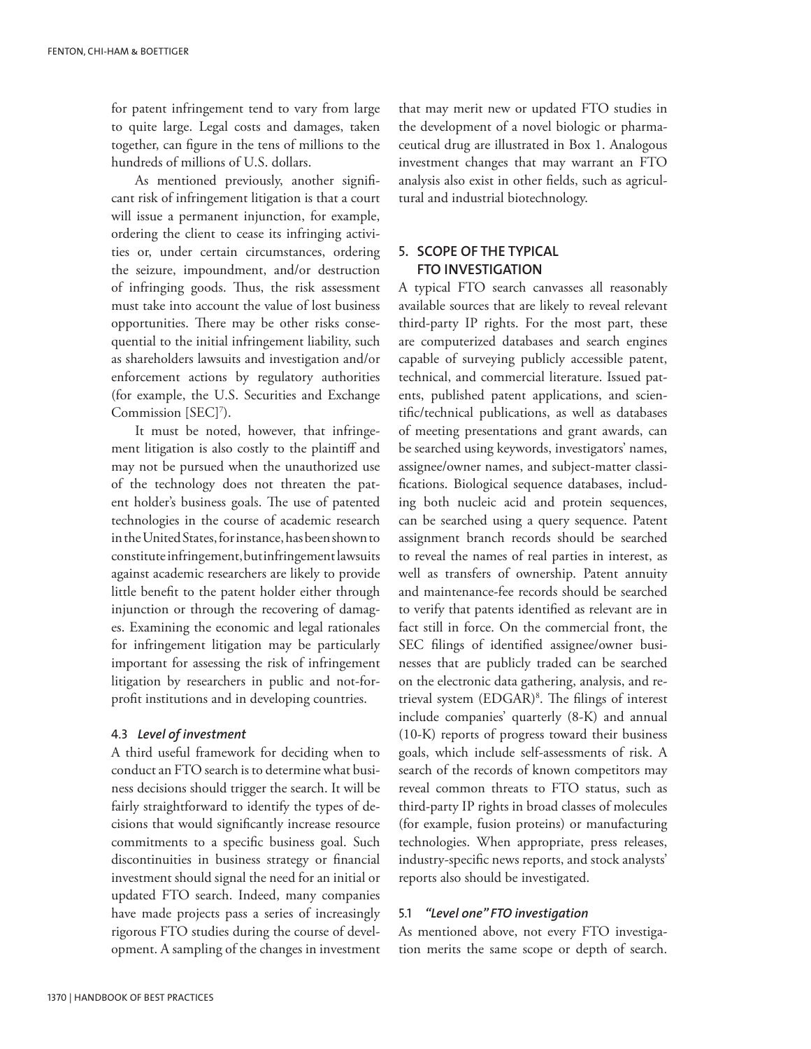for patent infringement tend to vary from large to quite large. Legal costs and damages, taken together, can figure in the tens of millions to the hundreds of millions of U.S. dollars.

As mentioned previously, another significant risk of infringement litigation is that a court will issue a permanent injunction, for example, ordering the client to cease its infringing activities or, under certain circumstances, ordering the seizure, impoundment, and/or destruction of infringing goods. Thus, the risk assessment must take into account the value of lost business opportunities. There may be other risks consequential to the initial infringement liability, such as shareholders lawsuits and investigation and/or enforcement actions by regulatory authorities (for example, the U.S. Securities and Exchange Commission [SEC][7]).

It must be noted, however, that infringement litigation is also costly to the plaintiff and may not be pursued when the unauthorized use of the technology does not threaten the patent holder's business goals. The use of patented technologies in the course of academic research in the United States, for instance, has been shown to constitute infringement, but infringement lawsuits against academic researchers are likely to provide little benefit to the patent holder either through injunction or through the recovering of damages. Examining the economic and legal rationales for infringement litigation may be particularly important for assessing the risk of infringement litigation by researchers in public and not-for-profit institutions and in developing countries.

### 4.3 *Level of investment*

A third useful framework for deciding when to conduct an FTO search is to determine what business decisions should trigger the search. It will be fairly straightforward to identify the types of decisions that would significantly increase resource commitments to a specific business goal. Such discontinuities in business strategy or financial investment should signal the need for an initial or updated FTO search. Indeed, many companies have made projects pass a series of increasingly rigorous FTO studies during the course of development. A sampling of the changes in investment that may merit new or updated FTO studies in the development of a novel biologic or pharmaceutical drug are illustrated in Box 1. Analogous investment changes that may warrant an FTO analysis also exist in other fields, such as agricultural and industrial biotechnology.

## 5. SCOPE OF THE TYPICAL FTO INVESTIGATION

A typical FTO search canvasses all reasonably available sources that are likely to reveal relevant third-party IP rights. For the most part, these are computerized databases and search engines capable of surveying publicly accessible patent, technical, and commercial literature. Issued patents, published patent applications, and scientific/technical publications, as well as databases of meeting presentations and grant awards, can be searched using keywords, investigators' names, assignee/owner names, and subject-matter classifications. Biological sequence databases, including both nucleic acid and protein sequences, can be searched using a query sequence. Patent assignment branch records should be searched to reveal the names of real parties in interest, as well as transfers of ownership. Patent annuity and maintenance-fee records should be searched to verify that patents identified as relevant are in fact still in force. On the commercial front, the SEC filings of identified assignee/owner businesses that are publicly traded can be searched on the electronic data gathering, analysis, and retrieval system (EDGAR)[8]. The filings of interest include companies' quarterly (8-K) and annual (10-K) reports of progress toward their business goals, which include self-assessments of risk. A search of the records of known competitors may reveal common threats to FTO status, such as third-party IP rights in broad classes of molecules (for example, fusion proteins) or manufacturing technologies. When appropriate, press releases, industry-specific news reports, and stock analysts' reports also should be investigated.

### 5.1 *"Level one" FTO investigation*

As mentioned above, not every FTO investigation merits the same scope or depth of search.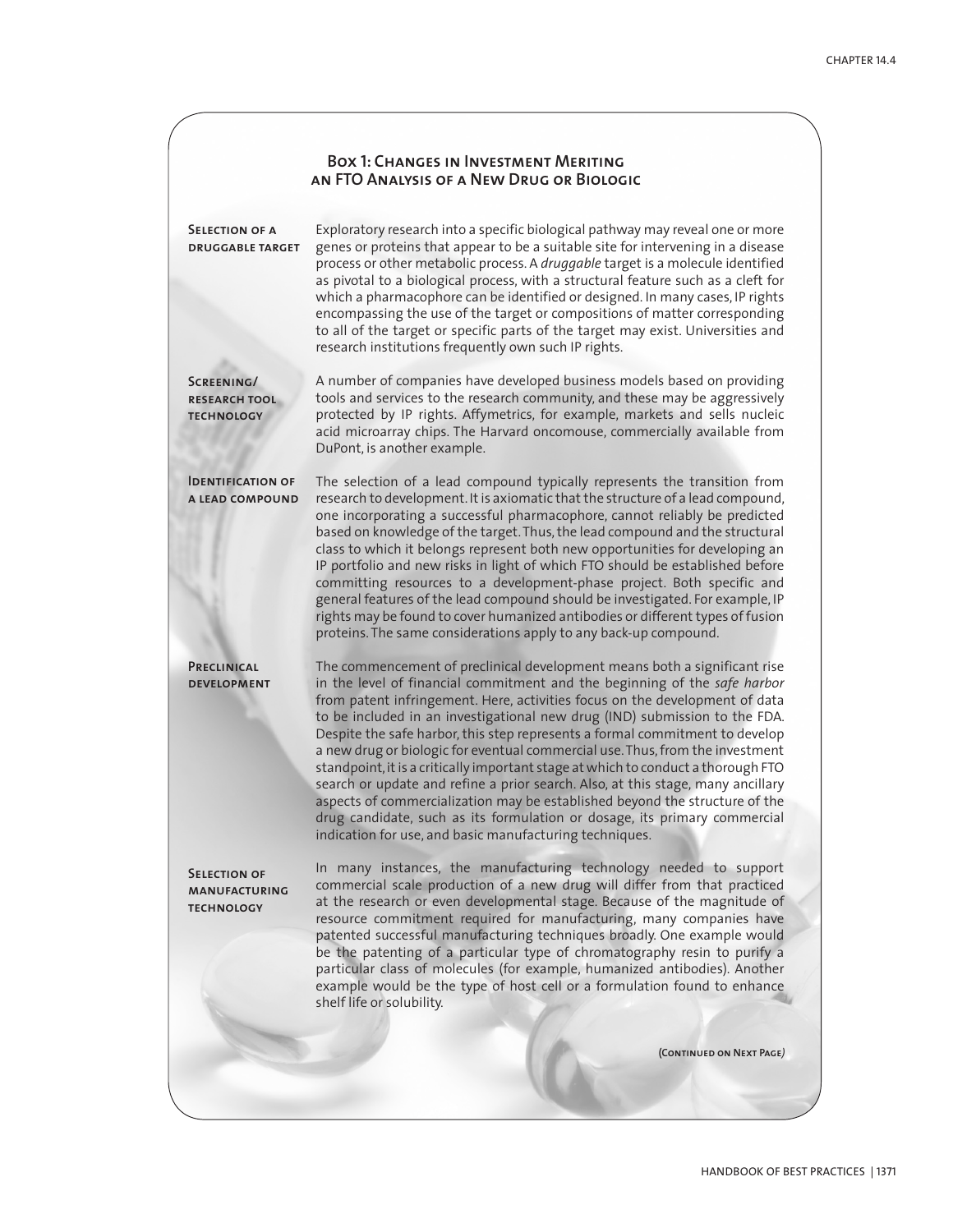## Box 1: Changes in Investment Meriting an FTO Analysis of a New Drug or Biologic

**Selection of a druggable target**

Exploratory research into a specific biological pathway may reveal one or more genes or proteins that appear to be a suitable site for intervening in a disease process or other metabolic process. A *druggable* target is a molecule identified as pivotal to a biological process, with a structural feature such as a cleft for which a pharmacophore can be identified or designed. In many cases, IP rights encompassing the use of the target or compositions of matter corresponding to all of the target or specific parts of the target may exist. Universities and research institutions frequently own such IP rights.

**Screening/research tool technology**

A number of companies have developed business models based on providing tools and services to the research community, and these may be aggressively protected by IP rights. Affymetrics, for example, markets and sells nucleic acid microarray chips. The Harvard oncomouse, commercially available from DuPont, is another example.

**Identification of a lead compound**

The selection of a lead compound typically represents the transition from research to development. It is axiomatic that the structure of a lead compound, one incorporating a successful pharmacophore, cannot reliably be predicted based on knowledge of the target. Thus, the lead compound and the structural class to which it belongs represent both new opportunities for developing an IP portfolio and new risks in light of which FTO should be established before committing resources to a development-phase project. Both specific and general features of the lead compound should be investigated. For example, IP rights may be found to cover humanized antibodies or different types of fusion proteins. The same considerations apply to any back-up compound.

**Preclinical development**

The commencement of preclinical development means both a significant rise in the level of financial commitment and the beginning of the *safe harbor* from patent infringement. Here, activities focus on the development of data to be included in an investigational new drug (IND) submission to the FDA. Despite the safe harbor, this step represents a formal commitment to develop a new drug or biologic for eventual commercial use. Thus, from the investment standpoint, it is a critically important stage at which to conduct a thorough FTO search or update and refine a prior search. Also, at this stage, many ancillary aspects of commercialization may be established beyond the structure of the drug candidate, such as its formulation or dosage, its primary commercial indication for use, and basic manufacturing techniques.

**Selection of manufacturing technology**

In many instances, the manufacturing technology needed to support commercial scale production of a new drug will differ from that practiced at the research or even developmental stage. Because of the magnitude of resource commitment required for manufacturing, many companies have patented successful manufacturing techniques broadly. One example would be the patenting of a particular type of chromatography resin to purify a particular class of molecules (for example, humanized antibodies). Another example would be the type of host cell or a formulation found to enhance shelf life or solubility.

(Continued on Next Page)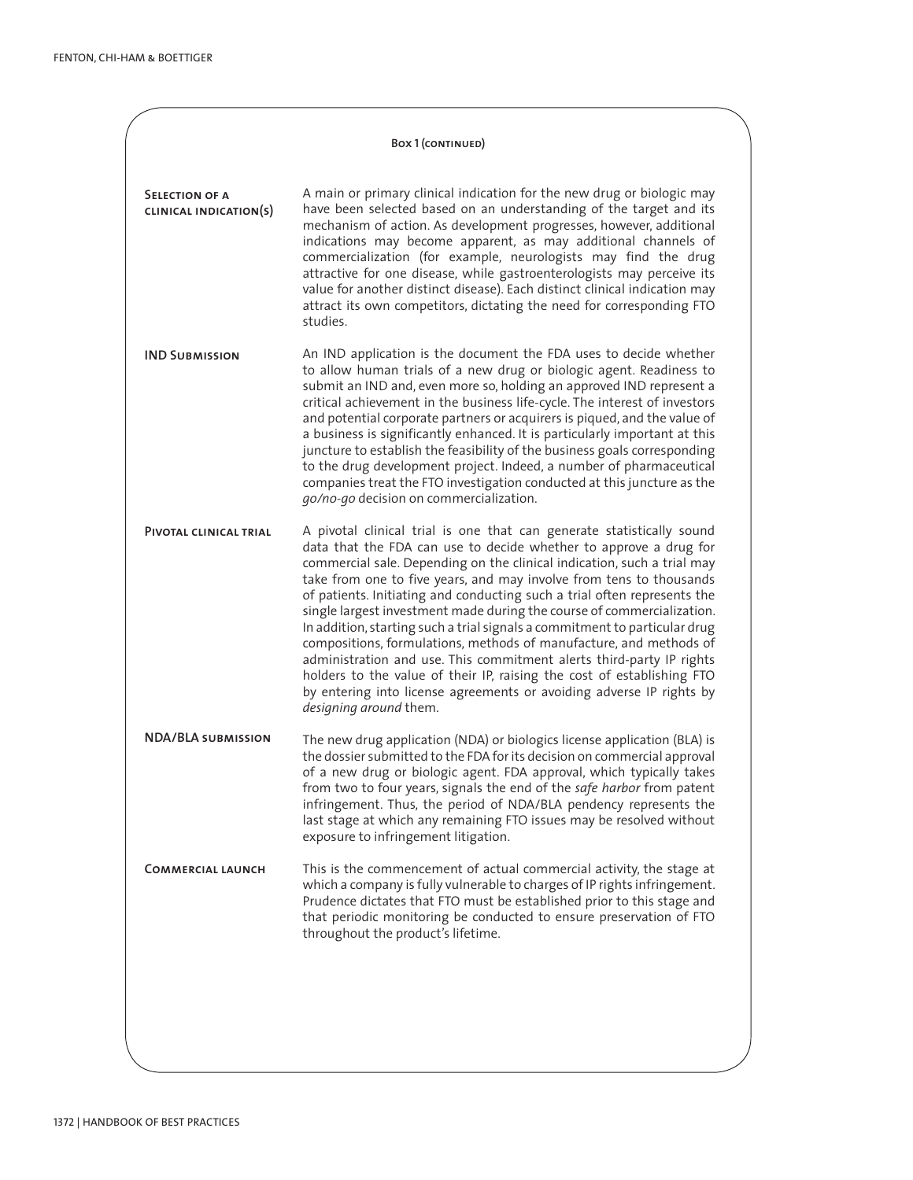**Box 1 (continued)**

| | |
|---|---|
| **Selection of a clinical indication(s)** | A main or primary clinical indication for the new drug or biologic may have been selected based on an understanding of the target and its mechanism of action. As development progresses, however, additional indications may become apparent, as may additional channels of commercialization (for example, neurologists may find the drug attractive for one disease, while gastroenterologists may perceive its value for another distinct disease). Each distinct clinical indication may attract its own competitors, dictating the need for corresponding FTO studies. |
| **IND Submission** | An IND application is the document the FDA uses to decide whether to allow human trials of a new drug or biologic agent. Readiness to submit an IND and, even more so, holding an approved IND represent a critical achievement in the business life-cycle. The interest of investors and potential corporate partners or acquirers is piqued, and the value of a business is significantly enhanced. It is particularly important at this juncture to establish the feasibility of the business goals corresponding to the drug development project. Indeed, a number of pharmaceutical companies treat the FTO investigation conducted at this juncture as the *go/no-go* decision on commercialization. |
| **Pivotal clinical trial** | A pivotal clinical trial is one that can generate statistically sound data that the FDA can use to decide whether to approve a drug for commercial sale. Depending on the clinical indication, such a trial may take from one to five years, and may involve from tens to thousands of patients. Initiating and conducting such a trial often represents the single largest investment made during the course of commercialization. In addition, starting such a trial signals a commitment to particular drug compositions, formulations, methods of manufacture, and methods of administration and use. This commitment alerts third-party IP rights holders to the value of their IP, raising the cost of establishing FTO by entering into license agreements or avoiding adverse IP rights by *designing around* them. |
| **NDA/BLA submission** | The new drug application (NDA) or biologics license application (BLA) is the dossier submitted to the FDA for its decision on commercial approval of a new drug or biologic agent. FDA approval, which typically takes from two to four years, signals the end of the *safe harbor* from patent infringement. Thus, the period of NDA/BLA pendency represents the last stage at which any remaining FTO issues may be resolved without exposure to infringement litigation. |
| **Commercial launch** | This is the commencement of actual commercial activity, the stage at which a company is fully vulnerable to charges of IP rights infringement. Prudence dictates that FTO must be established prior to this stage and that periodic monitoring be conducted to ensure preservation of FTO throughout the product's lifetime. |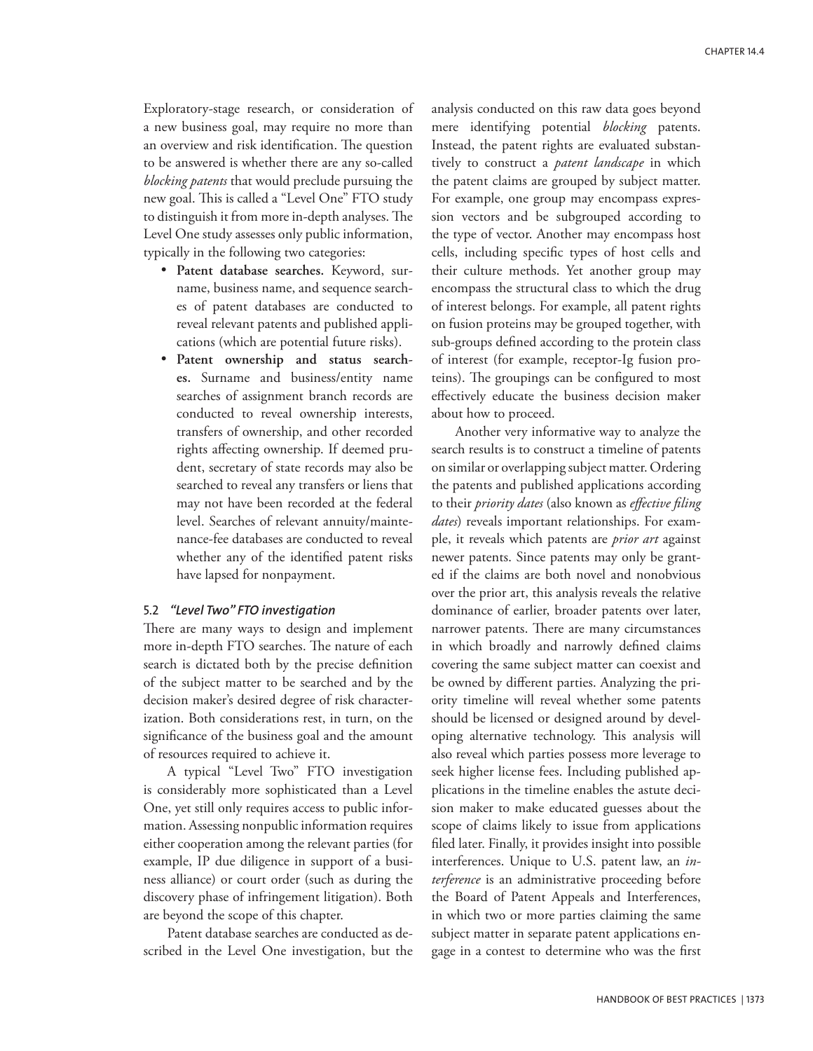Exploratory-stage research, or consideration of a new business goal, may require no more than an overview and risk identification. The question to be answered is whether there are any so-called *blocking patents* that would preclude pursuing the new goal. This is called a "Level One" FTO study to distinguish it from more in-depth analyses. The Level One study assesses only public information, typically in the following two categories:

- **Patent database searches.** Keyword, surname, business name, and sequence searches of patent databases are conducted to reveal relevant patents and published applications (which are potential future risks).
- **Patent ownership and status searches.** Surname and business/entity name searches of assignment branch records are conducted to reveal ownership interests, transfers of ownership, and other recorded rights affecting ownership. If deemed prudent, secretary of state records may also be searched to reveal any transfers or liens that may not have been recorded at the federal level. Searches of relevant annuity/maintenance-fee databases are conducted to reveal whether any of the identified patent risks have lapsed for nonpayment.

### 5.2 *"Level Two" FTO investigation*

There are many ways to design and implement more in-depth FTO searches. The nature of each search is dictated both by the precise definition of the subject matter to be searched and by the decision maker's desired degree of risk characterization. Both considerations rest, in turn, on the significance of the business goal and the amount of resources required to achieve it.

A typical "Level Two" FTO investigation is considerably more sophisticated than a Level One, yet still only requires access to public information. Assessing nonpublic information requires either cooperation among the relevant parties (for example, IP due diligence in support of a business alliance) or court order (such as during the discovery phase of infringement litigation). Both are beyond the scope of this chapter.

Patent database searches are conducted as described in the Level One investigation, but the analysis conducted on this raw data goes beyond mere identifying potential *blocking* patents. Instead, the patent rights are evaluated substantively to construct a *patent landscape* in which the patent claims are grouped by subject matter. For example, one group may encompass expression vectors and be subgrouped according to the type of vector. Another may encompass host cells, including specific types of host cells and their culture methods. Yet another group may encompass the structural class to which the drug of interest belongs. For example, all patent rights on fusion proteins may be grouped together, with sub-groups defined according to the protein class of interest (for example, receptor-Ig fusion proteins). The groupings can be configured to most effectively educate the business decision maker about how to proceed.

Another very informative way to analyze the search results is to construct a timeline of patents on similar or overlapping subject matter. Ordering the patents and published applications according to their *priority dates* (also known as *effective filing dates*) reveals important relationships. For example, it reveals which patents are *prior art* against newer patents. Since patents may only be granted if the claims are both novel and nonobvious over the prior art, this analysis reveals the relative dominance of earlier, broader patents over later, narrower patents. There are many circumstances in which broadly and narrowly defined claims covering the same subject matter can coexist and be owned by different parties. Analyzing the priority timeline will reveal whether some patents should be licensed or designed around by developing alternative technology. This analysis will also reveal which parties possess more leverage to seek higher license fees. Including published applications in the timeline enables the astute decision maker to make educated guesses about the scope of claims likely to issue from applications filed later. Finally, it provides insight into possible interferences. Unique to U.S. patent law, an *interference* is an administrative proceeding before the Board of Patent Appeals and Interferences, in which two or more parties claiming the same subject matter in separate patent applications engage in a contest to determine who was the first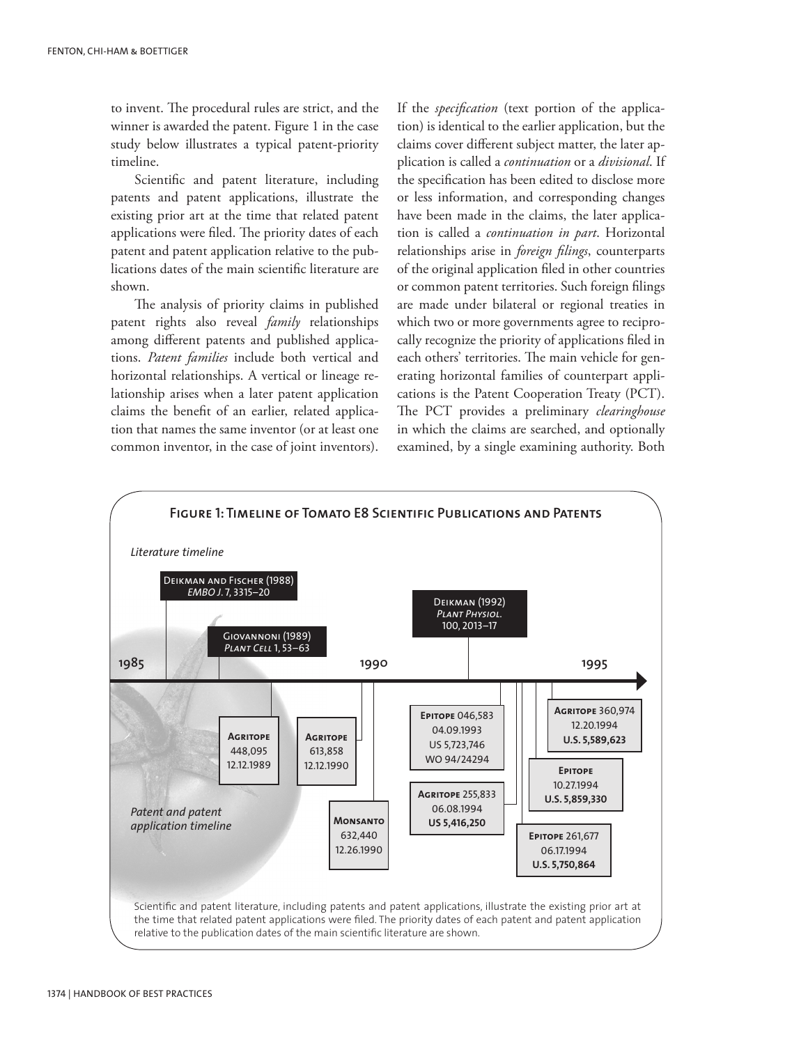to invent. The procedural rules are strict, and the winner is awarded the patent. Figure 1 in the case study below illustrates a typical patent-priority timeline.

Scientific and patent literature, including patents and patent applications, illustrate the existing prior art at the time that related patent applications were filed. The priority dates of each patent and patent application relative to the publications dates of the main scientific literature are shown.

The analysis of priority claims in published patent rights also reveal *family* relationships among different patents and published applications. *Patent families* include both vertical and horizontal relationships. A vertical or lineage relationship arises when a later patent application claims the benefit of an earlier, related application that names the same inventor (or at least one common inventor, in the case of joint inventors). If the *specification* (text portion of the application) is identical to the earlier application, but the claims cover different subject matter, the later application is called a *continuation* or a *divisional*. If the specification has been edited to disclose more or less information, and corresponding changes have been made in the claims, the later application is called a *continuation in part*. Horizontal relationships arise in *foreign filings*, counterparts of the original application filed in other countries or common patent territories. Such foreign filings are made under bilateral or regional treaties in which two or more governments agree to reciprocally recognize the priority of applications filed in each others' territories. The main vehicle for generating horizontal families of counterpart applications is the Patent Cooperation Treaty (PCT). The PCT provides a preliminary *clearinghouse* in which the claims are searched, and optionally examined, by a single examining authority. Both

**Figure 1: Timeline of Tomato E8 Scientific Publications and Patents**

*Literature timeline*

- Deikman and Fischer (1988) *EMBO J.* 7, 3315–20
- Giovannoni (1989) *Plant Cell* 1, 53–63
- Deikman (1992) *Plant Physiol.* 100, 2013–17

1985 — 1990 — 1995

*Patent and patent application timeline*

- **Agritope** 448,095 12.12.1989
- **Agritope** 613,858 12.12.1990
- **Monsanto** 632,440 12.26.1990
- **Epitope** 046,583 04.09.1993 US 5,723,746 WO 94/24294
- **Agritope** 255,833 06.08.1994 **US 5,416,250**
- **Epitope** 261,677 06.17.1994 **U.S. 5,750,864**
- **Epitope** 10.27.1994 **U.S. 5,859,330**
- **Agritope** 360,974 12.20.1994 **U.S. 5,589,623**

Scientific and patent literature, including patents and patent applications, illustrate the existing prior art at the time that related patent applications were filed. The priority dates of each patent and patent application relative to the publication dates of the main scientific literature are shown.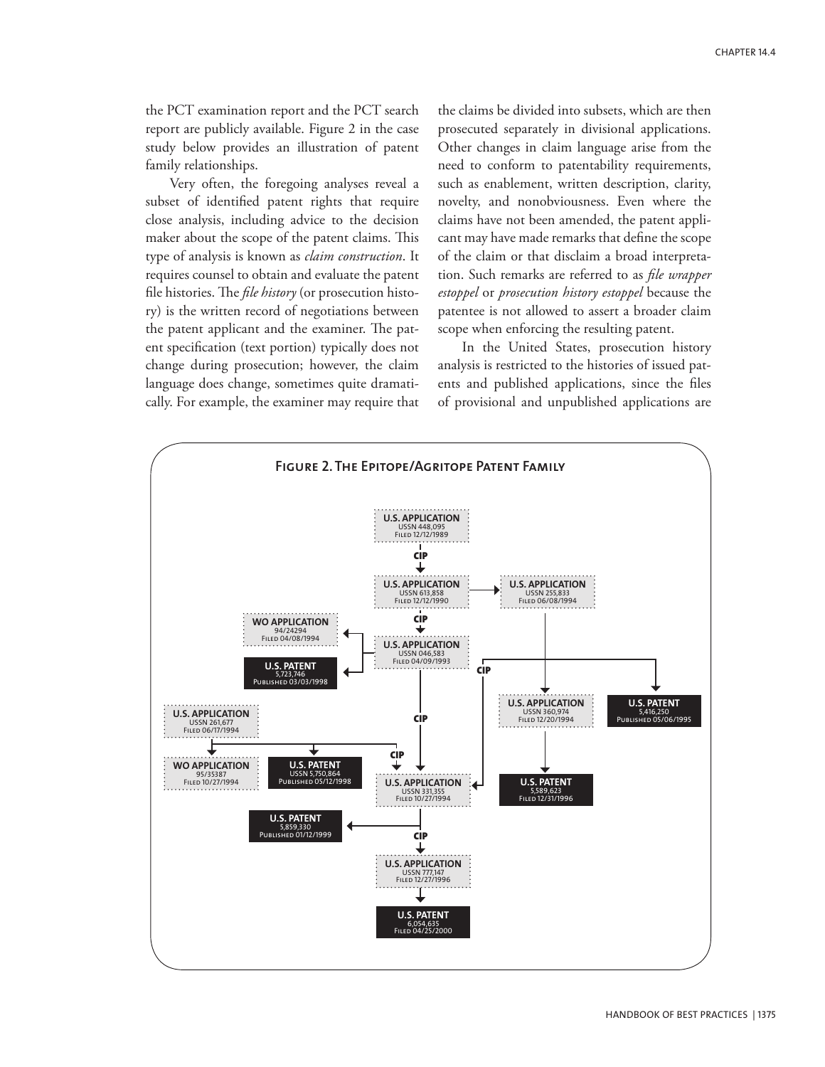the PCT examination report and the PCT search report are publicly available. Figure 2 in the case study below provides an illustration of patent family relationships.

Very often, the foregoing analyses reveal a subset of identified patent rights that require close analysis, including advice to the decision maker about the scope of the patent claims. This type of analysis is known as *claim construction*. It requires counsel to obtain and evaluate the patent file histories. The *file history* (or prosecution history) is the written record of negotiations between the patent applicant and the examiner. The patent specification (text portion) typically does not change during prosecution; however, the claim language does change, sometimes quite dramatically. For example, the examiner may require that the claims be divided into subsets, which are then prosecuted separately in divisional applications. Other changes in claim language arise from the need to conform to patentability requirements, such as enablement, written description, clarity, novelty, and nonobviousness. Even where the claims have not been amended, the patent applicant may have made remarks that define the scope of the claim or that disclaim a broad interpretation. Such remarks are referred to as *file wrapper estoppel* or *prosecution history estoppel* because the patentee is not allowed to assert a broader claim scope when enforcing the resulting patent.

In the United States, prosecution history analysis is restricted to the histories of issued patents and published applications, since the files of provisional and unpublished applications are

**Figure 2. The Epitope/Agritope Patent Family**

- U.S. APPLICATION, USSN 448,095, Filed 12/12/1989
  - CIP → U.S. APPLICATION, USSN 613,858, Filed 12/12/1990
    - → U.S. APPLICATION, USSN 255,833, Filed 06/08/1994
      - → U.S. APPLICATION, USSN 360,974, Filed 12/20/1994
        - → U.S. PATENT, 5,589,623, Filed 12/31/1996
    - CIP → U.S. APPLICATION, USSN 046,583, Filed 04/09/1993
      - → WO APPLICATION, 94/24294, Filed 04/08/1994
      - → U.S. PATENT, 5,723,746, Published 03/03/1998
      - CIP → U.S. PATENT, 5,416,250, Published 05/06/1995
      - CIP → U.S. APPLICATION, USSN 331,355, Filed 10/27/1994
- U.S. APPLICATION, USSN 261,677, Filed 06/17/1994
  - → WO APPLICATION, 95/35387, Filed 10/27/1994
  - → U.S. PATENT, USSN 5,750,864, Published 05/12/1998
  - CIP → U.S. APPLICATION, USSN 331,355, Filed 10/27/1994
- U.S. APPLICATION, USSN 331,355, Filed 10/27/1994
  - → U.S. PATENT, 5,859,330, Published 01/12/1999
  - CIP → U.S. APPLICATION, USSN 777,147, Filed 12/27/1996
    - → U.S. PATENT, 6,054,635, Filed 04/25/2000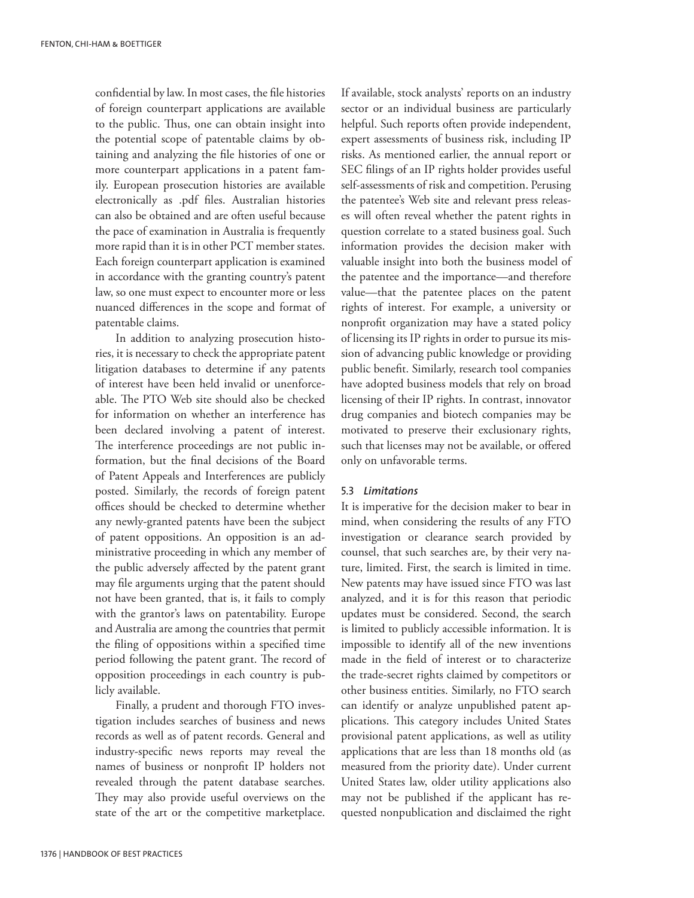confidential by law. In most cases, the file histories of foreign counterpart applications are available to the public. Thus, one can obtain insight into the potential scope of patentable claims by obtaining and analyzing the file histories of one or more counterpart applications in a patent family. European prosecution histories are available electronically as .pdf files. Australian histories can also be obtained and are often useful because the pace of examination in Australia is frequently more rapid than it is in other PCT member states. Each foreign counterpart application is examined in accordance with the granting country's patent law, so one must expect to encounter more or less nuanced differences in the scope and format of patentable claims.

In addition to analyzing prosecution histories, it is necessary to check the appropriate patent litigation databases to determine if any patents of interest have been held invalid or unenforceable. The PTO Web site should also be checked for information on whether an interference has been declared involving a patent of interest. The interference proceedings are not public information, but the final decisions of the Board of Patent Appeals and Interferences are publicly posted. Similarly, the records of foreign patent offices should be checked to determine whether any newly-granted patents have been the subject of patent oppositions. An opposition is an administrative proceeding in which any member of the public adversely affected by the patent grant may file arguments urging that the patent should not have been granted, that is, it fails to comply with the grantor's laws on patentability. Europe and Australia are among the countries that permit the filing of oppositions within a specified time period following the patent grant. The record of opposition proceedings in each country is publicly available.

Finally, a prudent and thorough FTO investigation includes searches of business and news records as well as of patent records. General and industry-specific news reports may reveal the names of business or nonprofit IP holders not revealed through the patent database searches. They may also provide useful overviews on the state of the art or the competitive marketplace. If available, stock analysts' reports on an industry sector or an individual business are particularly helpful. Such reports often provide independent, expert assessments of business risk, including IP risks. As mentioned earlier, the annual report or SEC filings of an IP rights holder provides useful self-assessments of risk and competition. Perusing the patentee's Web site and relevant press releases will often reveal whether the patent rights in question correlate to a stated business goal. Such information provides the decision maker with valuable insight into both the business model of the patentee and the importance—and therefore value—that the patentee places on the patent rights of interest. For example, a university or nonprofit organization may have a stated policy of licensing its IP rights in order to pursue its mission of advancing public knowledge or providing public benefit. Similarly, research tool companies have adopted business models that rely on broad licensing of their IP rights. In contrast, innovator drug companies and biotech companies may be motivated to preserve their exclusionary rights, such that licenses may not be available, or offered only on unfavorable terms.

### 5.3 *Limitations*

It is imperative for the decision maker to bear in mind, when considering the results of any FTO investigation or clearance search provided by counsel, that such searches are, by their very nature, limited. First, the search is limited in time. New patents may have issued since FTO was last analyzed, and it is for this reason that periodic updates must be considered. Second, the search is limited to publicly accessible information. It is impossible to identify all of the new inventions made in the field of interest or to characterize the trade-secret rights claimed by competitors or other business entities. Similarly, no FTO search can identify or analyze unpublished patent applications. This category includes United States provisional patent applications, as well as utility applications that are less than 18 months old (as measured from the priority date). Under current United States law, older utility applications also may not be published if the applicant has requested nonpublication and disclaimed the right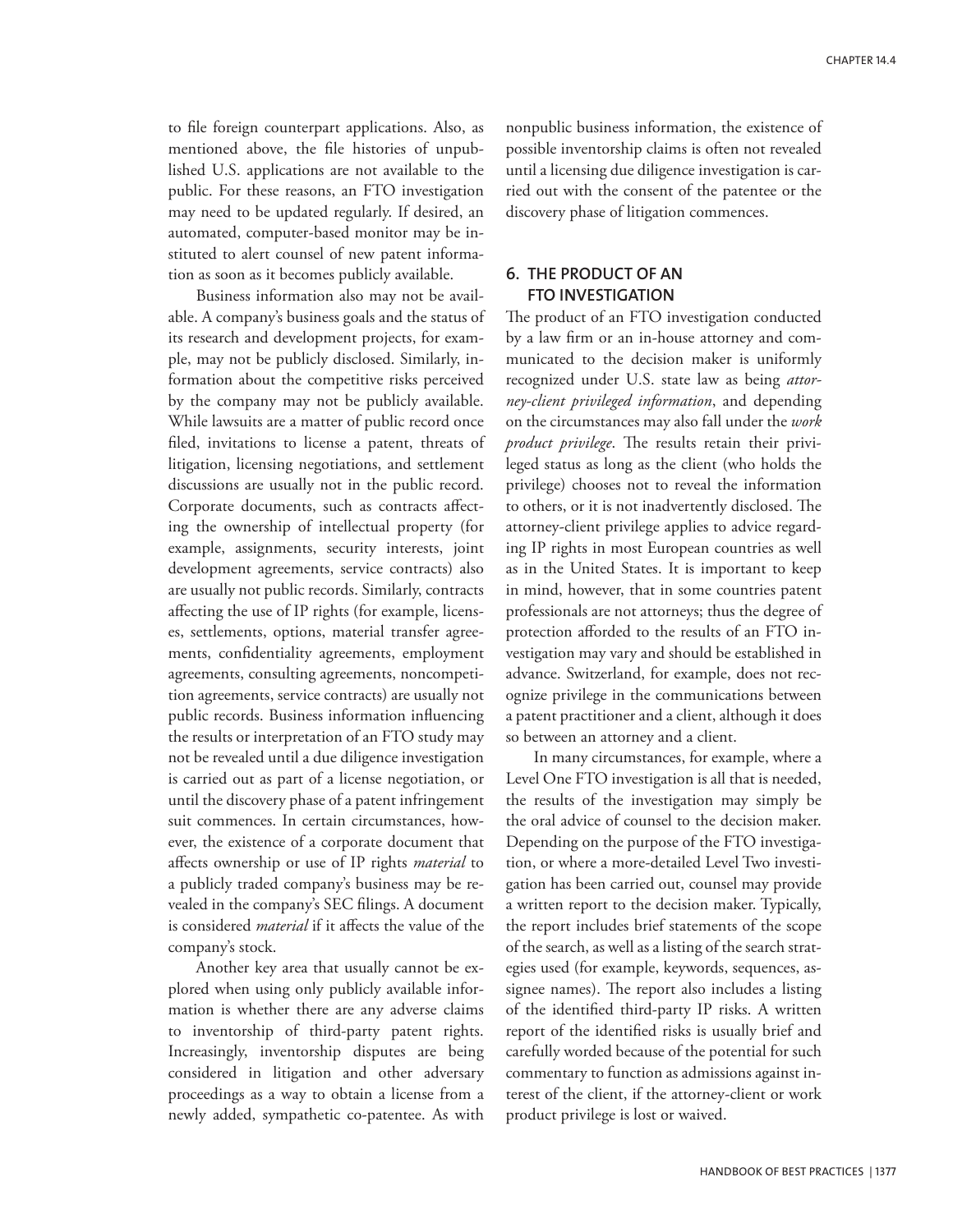to file foreign counterpart applications. Also, as mentioned above, the file histories of unpublished U.S. applications are not available to the public. For these reasons, an FTO investigation may need to be updated regularly. If desired, an automated, computer-based monitor may be instituted to alert counsel of new patent information as soon as it becomes publicly available.

Business information also may not be available. A company's business goals and the status of its research and development projects, for example, may not be publicly disclosed. Similarly, information about the competitive risks perceived by the company may not be publicly available. While lawsuits are a matter of public record once filed, invitations to license a patent, threats of litigation, licensing negotiations, and settlement discussions are usually not in the public record. Corporate documents, such as contracts affecting the ownership of intellectual property (for example, assignments, security interests, joint development agreements, service contracts) also are usually not public records. Similarly, contracts affecting the use of IP rights (for example, licenses, settlements, options, material transfer agreements, confidentiality agreements, employment agreements, consulting agreements, noncompetition agreements, service contracts) are usually not public records. Business information influencing the results or interpretation of an FTO study may not be revealed until a due diligence investigation is carried out as part of a license negotiation, or until the discovery phase of a patent infringement suit commences. In certain circumstances, however, the existence of a corporate document that affects ownership or use of IP rights *material* to a publicly traded company's business may be revealed in the company's SEC filings. A document is considered *material* if it affects the value of the company's stock.

Another key area that usually cannot be explored when using only publicly available information is whether there are any adverse claims to inventorship of third-party patent rights. Increasingly, inventorship disputes are being considered in litigation and other adversary proceedings as a way to obtain a license from a newly added, sympathetic co-patentee. As with nonpublic business information, the existence of possible inventorship claims is often not revealed until a licensing due diligence investigation is carried out with the consent of the patentee or the discovery phase of litigation commences.

## 6. THE PRODUCT OF AN FTO INVESTIGATION

The product of an FTO investigation conducted by a law firm or an in-house attorney and communicated to the decision maker is uniformly recognized under U.S. state law as being *attorney-client privileged information*, and depending on the circumstances may also fall under the *work product privilege*. The results retain their privileged status as long as the client (who holds the privilege) chooses not to reveal the information to others, or it is not inadvertently disclosed. The attorney-client privilege applies to advice regarding IP rights in most European countries as well as in the United States. It is important to keep in mind, however, that in some countries patent professionals are not attorneys; thus the degree of protection afforded to the results of an FTO investigation may vary and should be established in advance. Switzerland, for example, does not recognize privilege in the communications between a patent practitioner and a client, although it does so between an attorney and a client.

In many circumstances, for example, where a Level One FTO investigation is all that is needed, the results of the investigation may simply be the oral advice of counsel to the decision maker. Depending on the purpose of the FTO investigation, or where a more-detailed Level Two investigation has been carried out, counsel may provide a written report to the decision maker. Typically, the report includes brief statements of the scope of the search, as well as a listing of the search strategies used (for example, keywords, sequences, assignee names). The report also includes a listing of the identified third-party IP risks. A written report of the identified risks is usually brief and carefully worded because of the potential for such commentary to function as admissions against interest of the client, if the attorney-client or work product privilege is lost or waived.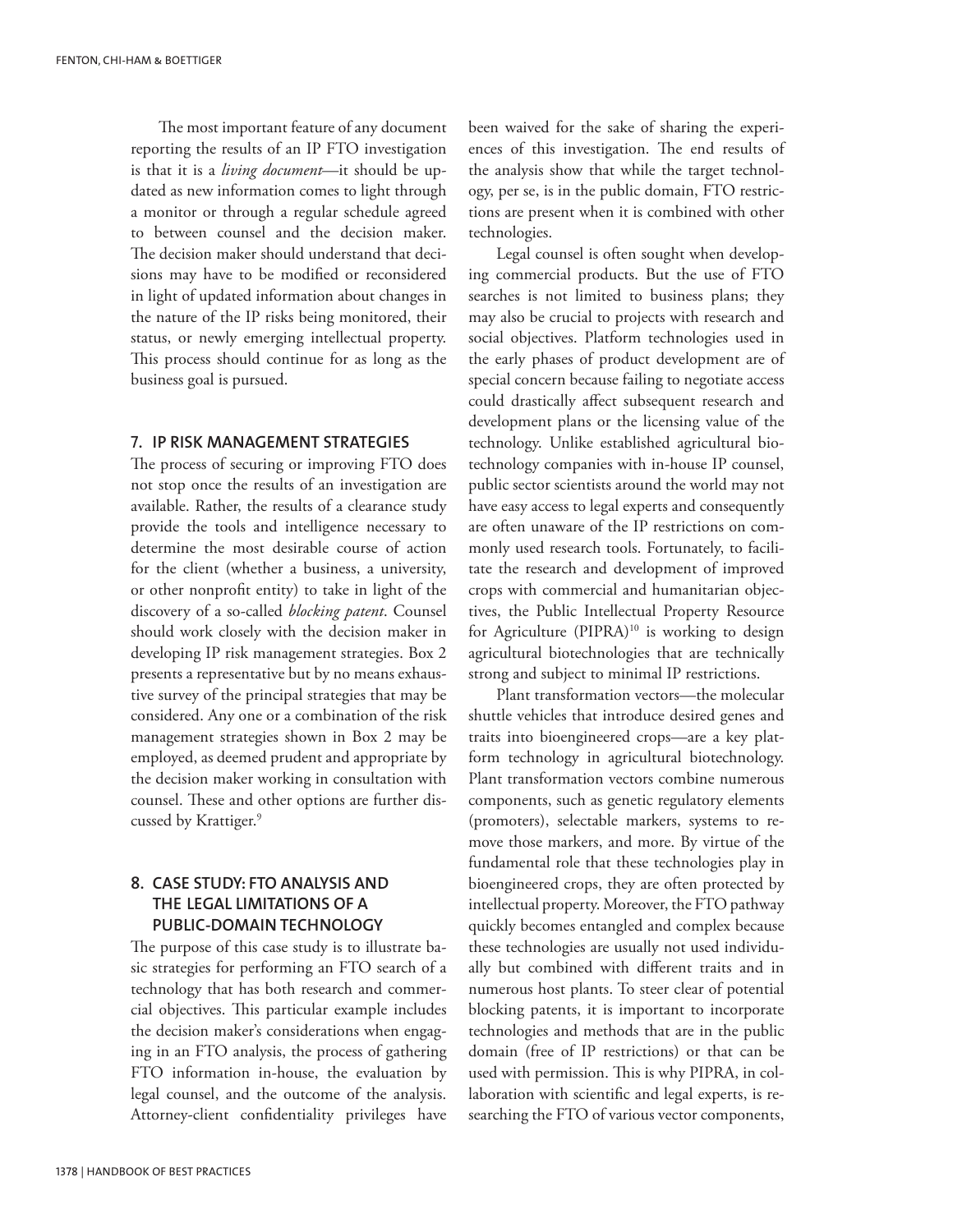The most important feature of any document reporting the results of an IP FTO investigation is that it is a *living document*—it should be updated as new information comes to light through a monitor or through a regular schedule agreed to between counsel and the decision maker. The decision maker should understand that decisions may have to be modified or reconsidered in light of updated information about changes in the nature of the IP risks being monitored, their status, or newly emerging intellectual property. This process should continue for as long as the business goal is pursued.

## 7. IP RISK MANAGEMENT STRATEGIES

The process of securing or improving FTO does not stop once the results of an investigation are available. Rather, the results of a clearance study provide the tools and intelligence necessary to determine the most desirable course of action for the client (whether a business, a university, or other nonprofit entity) to take in light of the discovery of a so-called *blocking patent*. Counsel should work closely with the decision maker in developing IP risk management strategies. Box 2 presents a representative but by no means exhaustive survey of the principal strategies that may be considered. Any one or a combination of the risk management strategies shown in Box 2 may be employed, as deemed prudent and appropriate by the decision maker working in consultation with counsel. These and other options are further discussed by Krattiger.[9]

## 8. CASE STUDY: FTO ANALYSIS AND THE LEGAL LIMITATIONS OF A PUBLIC-DOMAIN TECHNOLOGY

The purpose of this case study is to illustrate basic strategies for performing an FTO search of a technology that has both research and commercial objectives. This particular example includes the decision maker's considerations when engaging in an FTO analysis, the process of gathering FTO information in-house, the evaluation by legal counsel, and the outcome of the analysis. Attorney-client confidentiality privileges have been waived for the sake of sharing the experiences of this investigation. The end results of the analysis show that while the target technology, per se, is in the public domain, FTO restrictions are present when it is combined with other technologies.

Legal counsel is often sought when developing commercial products. But the use of FTO searches is not limited to business plans; they may also be crucial to projects with research and social objectives. Platform technologies used in the early phases of product development are of special concern because failing to negotiate access could drastically affect subsequent research and development plans or the licensing value of the technology. Unlike established agricultural biotechnology companies with in-house IP counsel, public sector scientists around the world may not have easy access to legal experts and consequently are often unaware of the IP restrictions on commonly used research tools. Fortunately, to facilitate the research and development of improved crops with commercial and humanitarian objectives, the Public Intellectual Property Resource for Agriculture (PIPRA)[10] is working to design agricultural biotechnologies that are technically strong and subject to minimal IP restrictions.

Plant transformation vectors—the molecular shuttle vehicles that introduce desired genes and traits into bioengineered crops—are a key platform technology in agricultural biotechnology. Plant transformation vectors combine numerous components, such as genetic regulatory elements (promoters), selectable markers, systems to remove those markers, and more. By virtue of the fundamental role that these technologies play in bioengineered crops, they are often protected by intellectual property. Moreover, the FTO pathway quickly becomes entangled and complex because these technologies are usually not used individually but combined with different traits and in numerous host plants. To steer clear of potential blocking patents, it is important to incorporate technologies and methods that are in the public domain (free of IP restrictions) or that can be used with permission. This is why PIPRA, in collaboration with scientific and legal experts, is researching the FTO of various vector components,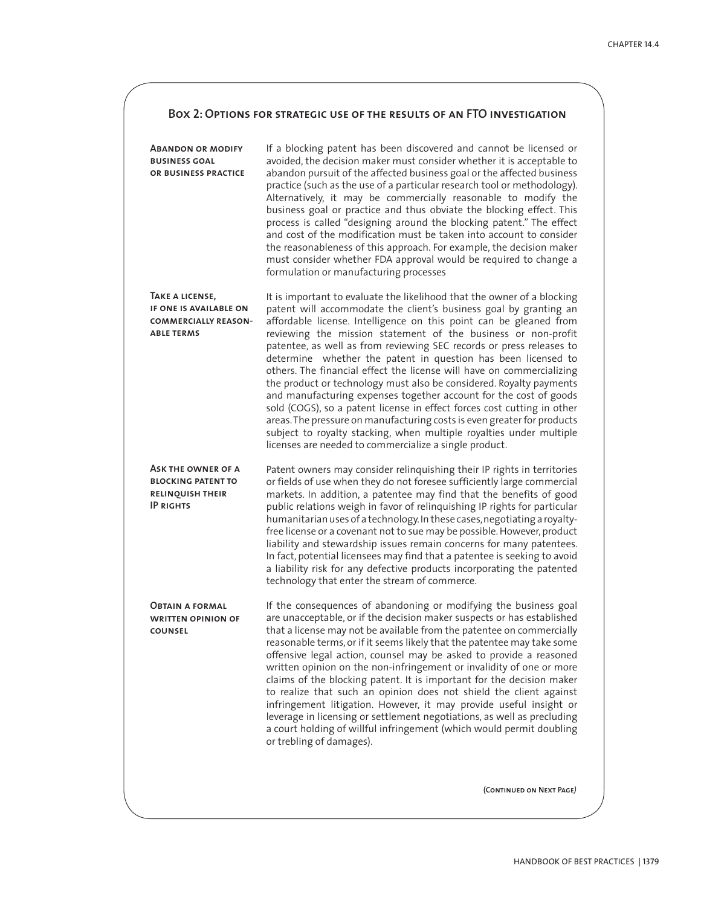## Box 2: Options for strategic use of the results of an FTO investigation

| | |
|---|---|
| **Abandon or modify business goal or business practice** | If a blocking patent has been discovered and cannot be licensed or avoided, the decision maker must consider whether it is acceptable to abandon pursuit of the affected business goal or the affected business practice (such as the use of a particular research tool or methodology). Alternatively, it may be commercially reasonable to modify the business goal or practice and thus obviate the blocking effect. This process is called "designing around the blocking patent." The effect and cost of the modification must be taken into account to consider the reasonableness of this approach. For example, the decision maker must consider whether FDA approval would be required to change a formulation or manufacturing processes |
| **Take a license, if one is available on commercially reasonable terms** | It is important to evaluate the likelihood that the owner of a blocking patent will accommodate the client's business goal by granting an affordable license. Intelligence on this point can be gleaned from reviewing the mission statement of the business or non-profit patentee, as well as from reviewing SEC records or press releases to determine whether the patent in question has been licensed to others. The financial effect the license will have on commercializing the product or technology must also be considered. Royalty payments and manufacturing expenses together account for the cost of goods sold (COGS), so a patent license in effect forces cost cutting in other areas. The pressure on manufacturing costs is even greater for products subject to royalty stacking, when multiple royalties under multiple licenses are needed to commercialize a single product. |
| **Ask the owner of a blocking patent to relinquish their IP rights** | Patent owners may consider relinquishing their IP rights in territories or fields of use when they do not foresee sufficiently large commercial markets. In addition, a patentee may find that the benefits of good public relations weigh in favor of relinquishing IP rights for particular humanitarian uses of a technology. In these cases, negotiating a royalty-free license or a covenant not to sue may be possible. However, product liability and stewardship issues remain concerns for many patentees. In fact, potential licensees may find that a patentee is seeking to avoid a liability risk for any defective products incorporating the patented technology that enter the stream of commerce. |
| **Obtain a formal written opinion of counsel** | If the consequences of abandoning or modifying the business goal are unacceptable, or if the decision maker suspects or has established that a license may not be available from the patentee on commercially reasonable terms, or if it seems likely that the patentee may take some offensive legal action, counsel may be asked to provide a reasoned written opinion on the non-infringement or invalidity of one or more claims of the blocking patent. It is important for the decision maker to realize that such an opinion does not shield the client against infringement litigation. However, it may provide useful insight or leverage in licensing or settlement negotiations, as well as precluding a court holding of willful infringement (which would permit doubling or trebling of damages). |

(Continued on Next Page)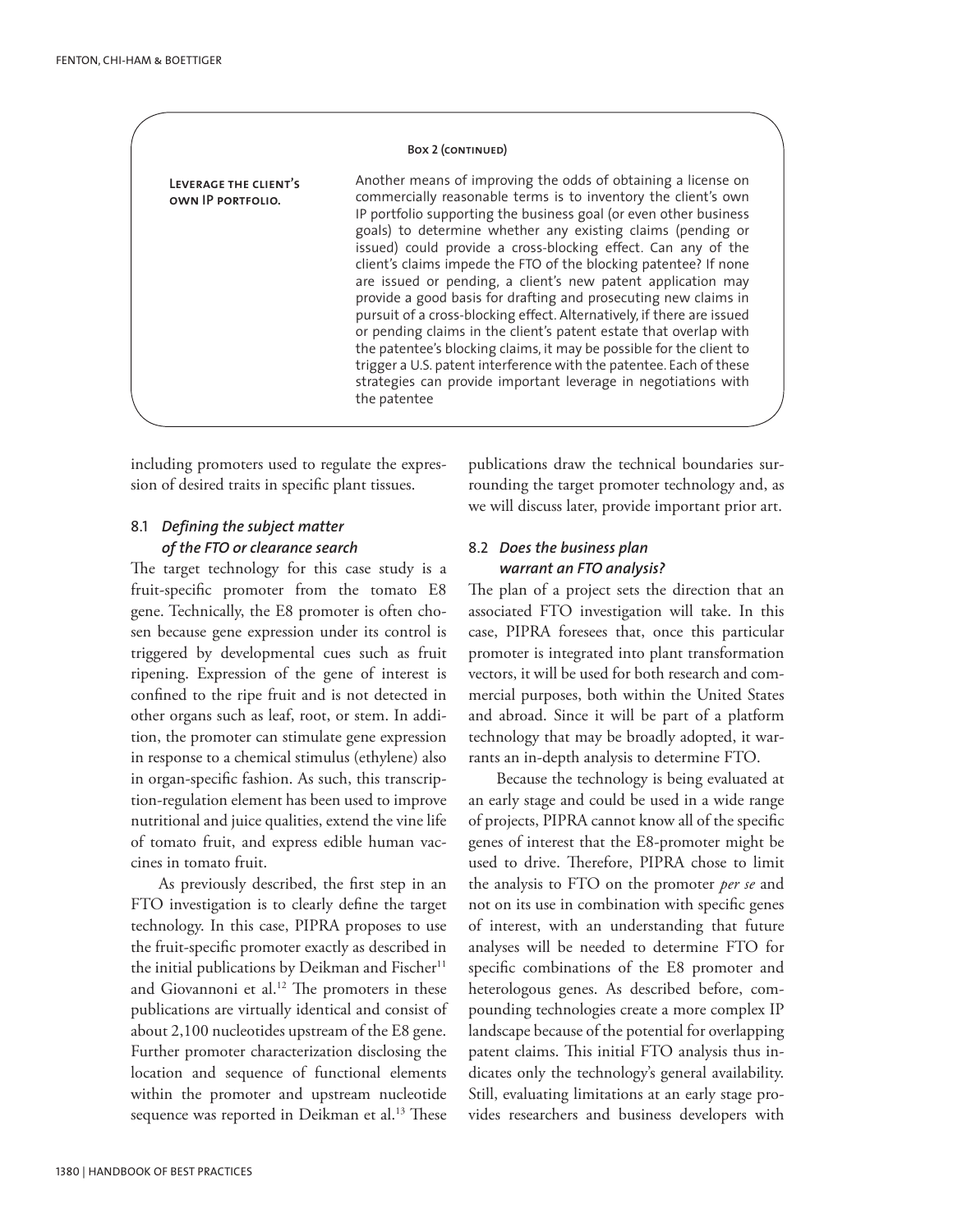**Box 2 (continued)**

| | |
|---|---|
| **Leverage the client's own IP portfolio.** | Another means of improving the odds of obtaining a license on commercially reasonable terms is to inventory the client's own IP portfolio supporting the business goal (or even other business goals) to determine whether any existing claims (pending or issued) could provide a cross-blocking effect. Can any of the client's claims impede the FTO of the blocking patentee? If none are issued or pending, a client's new patent application may provide a good basis for drafting and prosecuting new claims in pursuit of a cross-blocking effect. Alternatively, if there are issued or pending claims in the client's patent estate that overlap with the patentee's blocking claims, it may be possible for the client to trigger a U.S. patent interference with the patentee. Each of these strategies can provide important leverage in negotiations with the patentee |

including promoters used to regulate the expression of desired traits in specific plant tissues.

### 8.1 *Defining the subject matter of the FTO or clearance search*

The target technology for this case study is a fruit-specific promoter from the tomato E8 gene. Technically, the E8 promoter is often chosen because gene expression under its control is triggered by developmental cues such as fruit ripening. Expression of the gene of interest is confined to the ripe fruit and is not detected in other organs such as leaf, root, or stem. In addition, the promoter can stimulate gene expression in response to a chemical stimulus (ethylene) also in organ-specific fashion. As such, this transcription-regulation element has been used to improve nutritional and juice qualities, extend the vine life of tomato fruit, and express edible human vaccines in tomato fruit.

As previously described, the first step in an FTO investigation is to clearly define the target technology. In this case, PIPRA proposes to use the fruit-specific promoter exactly as described in the initial publications by Deikman and Fischer[11] and Giovannoni et al.[12] The promoters in these publications are virtually identical and consist of about 2,100 nucleotides upstream of the E8 gene. Further promoter characterization disclosing the location and sequence of functional elements within the promoter and upstream nucleotide sequence was reported in Deikman et al.[13] These publications draw the technical boundaries surrounding the target promoter technology and, as we will discuss later, provide important prior art.

### 8.2 *Does the business plan warrant an FTO analysis?*

The plan of a project sets the direction that an associated FTO investigation will take. In this case, PIPRA foresees that, once this particular promoter is integrated into plant transformation vectors, it will be used for both research and commercial purposes, both within the United States and abroad. Since it will be part of a platform technology that may be broadly adopted, it warrants an in-depth analysis to determine FTO.

Because the technology is being evaluated at an early stage and could be used in a wide range of projects, PIPRA cannot know all of the specific genes of interest that the E8-promoter might be used to drive. Therefore, PIPRA chose to limit the analysis to FTO on the promoter *per se* and not on its use in combination with specific genes of interest, with an understanding that future analyses will be needed to determine FTO for specific combinations of the E8 promoter and heterologous genes. As described before, compounding technologies create a more complex IP landscape because of the potential for overlapping patent claims. This initial FTO analysis thus indicates only the technology's general availability. Still, evaluating limitations at an early stage provides researchers and business developers with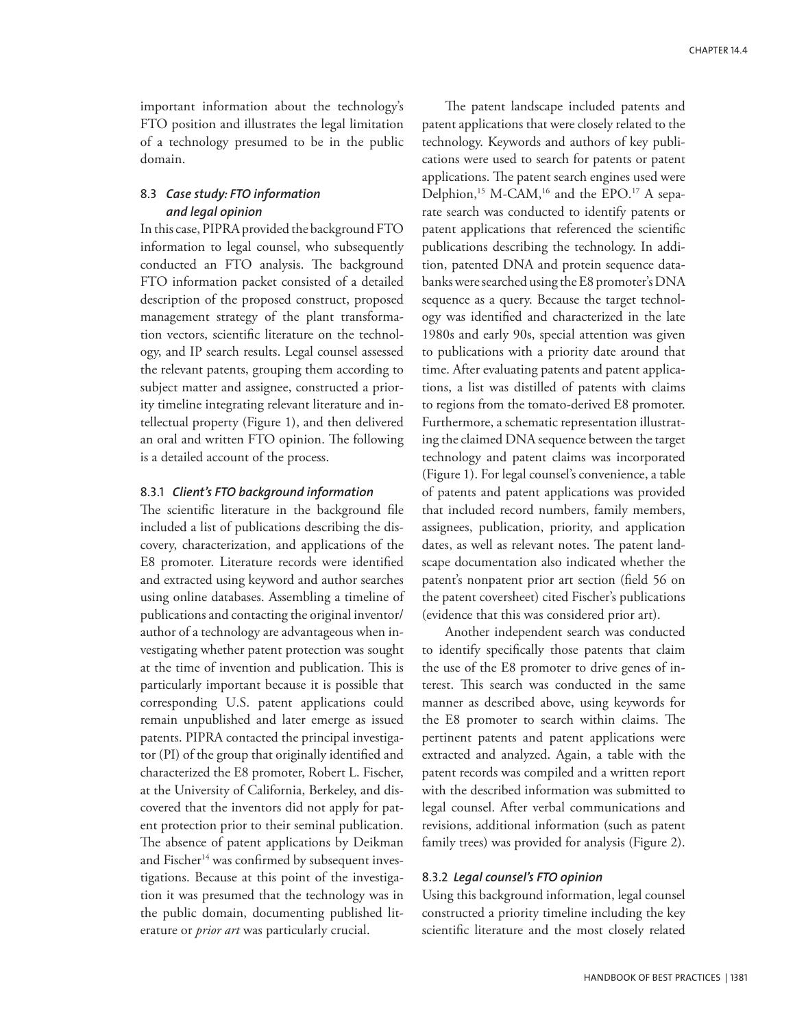important information about the technology's FTO position and illustrates the legal limitation of a technology presumed to be in the public domain.

### 8.3 *Case study: FTO information and legal opinion*

In this case, PIPRA provided the background FTO information to legal counsel, who subsequently conducted an FTO analysis. The background FTO information packet consisted of a detailed description of the proposed construct, proposed management strategy of the plant transformation vectors, scientific literature on the technology, and IP search results. Legal counsel assessed the relevant patents, grouping them according to subject matter and assignee, constructed a priority timeline integrating relevant literature and intellectual property (Figure 1), and then delivered an oral and written FTO opinion. The following is a detailed account of the process.

#### 8.3.1 *Client's FTO background information*

The scientific literature in the background file included a list of publications describing the discovery, characterization, and applications of the E8 promoter. Literature records were identified and extracted using keyword and author searches using online databases. Assembling a timeline of publications and contacting the original inventor/author of a technology are advantageous when investigating whether patent protection was sought at the time of invention and publication. This is particularly important because it is possible that corresponding U.S. patent applications could remain unpublished and later emerge as issued patents. PIPRA contacted the principal investigator (PI) of the group that originally identified and characterized the E8 promoter, Robert L. Fischer, at the University of California, Berkeley, and discovered that the inventors did not apply for patent protection prior to their seminal publication. The absence of patent applications by Deikman and Fischer[14] was confirmed by subsequent investigations. Because at this point of the investigation it was presumed that the technology was in the public domain, documenting published literature or *prior art* was particularly crucial.

The patent landscape included patents and patent applications that were closely related to the technology. Keywords and authors of key publications were used to search for patents or patent applications. The patent search engines used were Delphion,[15] M-CAM,[16] and the EPO.[17] A separate search was conducted to identify patents or patent applications that referenced the scientific publications describing the technology. In addition, patented DNA and protein sequence databanks were searched using the E8 promoter's DNA sequence as a query. Because the target technology was identified and characterized in the late 1980s and early 90s, special attention was given to publications with a priority date around that time. After evaluating patents and patent applications, a list was distilled of patents with claims to regions from the tomato-derived E8 promoter. Furthermore, a schematic representation illustrating the claimed DNA sequence between the target technology and patent claims was incorporated (Figure 1). For legal counsel's convenience, a table of patents and patent applications was provided that included record numbers, family members, assignees, publication, priority, and application dates, as well as relevant notes. The patent landscape documentation also indicated whether the patent's nonpatent prior art section (field 56 on the patent coversheet) cited Fischer's publications (evidence that this was considered prior art).

Another independent search was conducted to identify specifically those patents that claim the use of the E8 promoter to drive genes of interest. This search was conducted in the same manner as described above, using keywords for the E8 promoter to search within claims. The pertinent patents and patent applications were extracted and analyzed. Again, a table with the patent records was compiled and a written report with the described information was submitted to legal counsel. After verbal communications and revisions, additional information (such as patent family trees) was provided for analysis (Figure 2).

#### 8.3.2 *Legal counsel's FTO opinion*

Using this background information, legal counsel constructed a priority timeline including the key scientific literature and the most closely related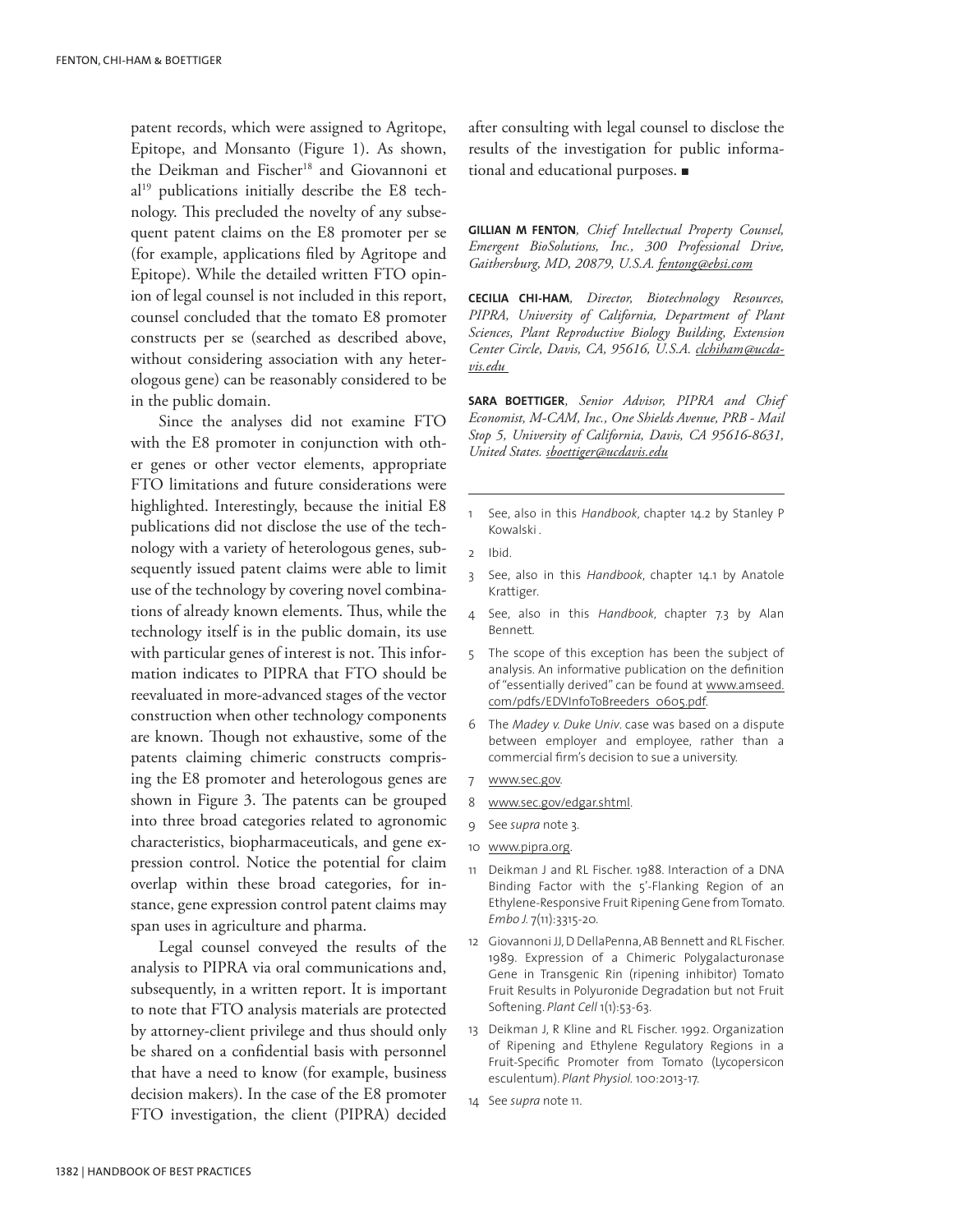patent records, which were assigned to Agritope, Epitope, and Monsanto (Figure 1). As shown, the Deikman and Fischer[18] and Giovannoni et al[19] publications initially describe the E8 technology. This precluded the novelty of any subsequent patent claims on the E8 promoter per se (for example, applications filed by Agritope and Epitope). While the detailed written FTO opinion of legal counsel is not included in this report, counsel concluded that the tomato E8 promoter constructs per se (searched as described above, without considering association with any heterologous gene) can be reasonably considered to be in the public domain.

Since the analyses did not examine FTO with the E8 promoter in conjunction with other genes or other vector elements, appropriate FTO limitations and future considerations were highlighted. Interestingly, because the initial E8 publications did not disclose the use of the technology with a variety of heterologous genes, subsequently issued patent claims were able to limit use of the technology by covering novel combinations of already known elements. Thus, while the technology itself is in the public domain, its use with particular genes of interest is not. This information indicates to PIPRA that FTO should be reevaluated in more-advanced stages of the vector construction when other technology components are known. Though not exhaustive, some of the patents claiming chimeric constructs comprising the E8 promoter and heterologous genes are shown in Figure 3. The patents can be grouped into three broad categories related to agronomic characteristics, biopharmaceuticals, and gene expression control. Notice the potential for claim overlap within these broad categories, for instance, gene expression control patent claims may span uses in agriculture and pharma.

Legal counsel conveyed the results of the analysis to PIPRA via oral communications and, subsequently, in a written report. It is important to note that FTO analysis materials are protected by attorney-client privilege and thus should only be shared on a confidential basis with personnel that have a need to know (for example, business decision makers). In the case of the E8 promoter FTO investigation, the client (PIPRA) decided after consulting with legal counsel to disclose the results of the investigation for public informational and educational purposes. ■

**GILLIAN M FENTON**, *Chief Intellectual Property Counsel, Emergent BioSolutions, Inc., 300 Professional Drive, Gaithersburg, MD, 20879, U.S.A. fentong@ebsi.com*

**CECILIA CHI-HAM**, *Director, Biotechnology Resources, PIPRA, University of California, Department of Plant Sciences, Plant Reproductive Biology Building, Extension Center Circle, Davis, CA, 95616, U.S.A. clchiham@ucdavis.edu*

**SARA BOETTIGER**, *Senior Advisor, PIPRA and Chief Economist, M-CAM, Inc., One Shields Avenue, PRB - Mail Stop 5, University of California, Davis, CA 95616-8631, United States. sboettiger@ucdavis.edu*

---

1. See, also in this *Handbook*, chapter 14.2 by Stanley P Kowalski .
2. Ibid.
3. See, also in this *Handbook*, chapter 14.1 by Anatole Krattiger.
4. See, also in this *Handbook*, chapter 7.3 by Alan Bennett.
5. The scope of this exception has been the subject of analysis. An informative publication on the definition of "essentially derived" can be found at www.amseed.com/pdfs/EDVInfoToBreeders_0605.pdf.
6. The *Madey v. Duke Univ.* case was based on a dispute between employer and employee, rather than a commercial firm's decision to sue a university.
7. www.sec.gov.
8. www.sec.gov/edgar.shtml.
9. See *supra* note 3.
10. www.pipra.org.
11. Deikman J and RL Fischer. 1988. Interaction of a DNA Binding Factor with the 5'-Flanking Region of an Ethylene-Responsive Fruit Ripening Gene from Tomato. *Embo J.* 7(11):3315-20.
12. Giovannoni JJ, D DellaPenna, AB Bennett and RL Fischer. 1989. Expression of a Chimeric Polygalacturonase Gene in Transgenic Rin (ripening inhibitor) Tomato Fruit Results in Polyuronide Degradation but not Fruit Softening. *Plant Cell* 1(1):53-63.
13. Deikman J, R Kline and RL Fischer. 1992. Organization of Ripening and Ethylene Regulatory Regions in a Fruit-Specific Promoter from Tomato (Lycopersicon esculentum). *Plant Physiol.* 100:2013-17.
14. See *supra* note 11.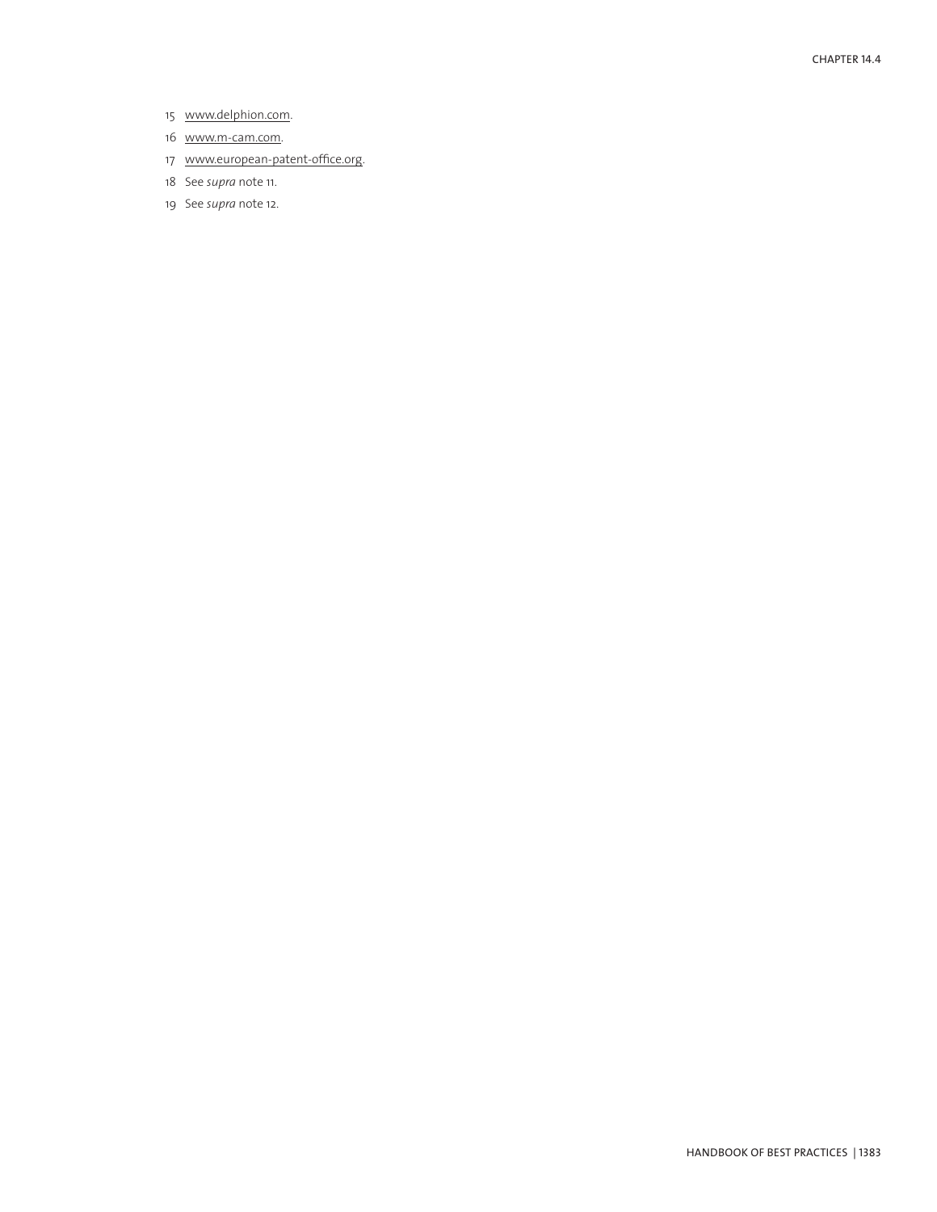15 www.delphion.com.

16 www.m-cam.com.

17 www.european-patent-office.org.

18 See *supra* note 11.

19 See *supra* note 12.